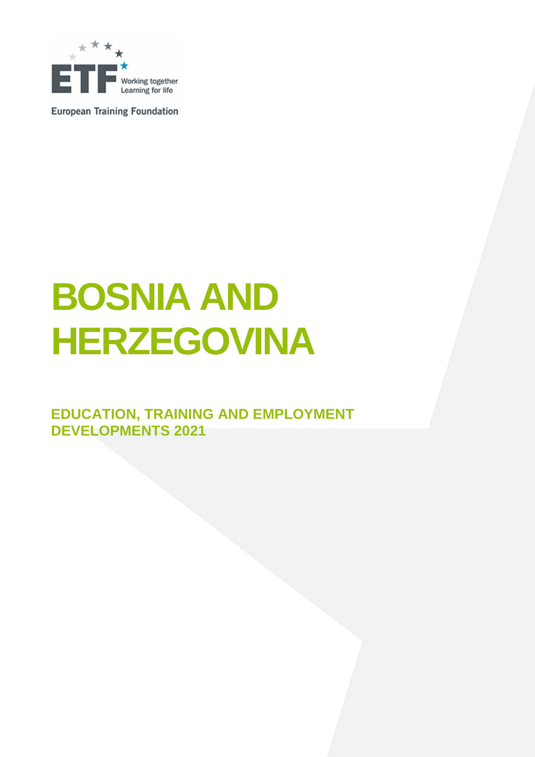European Training Foundation

# BOSNIA AND HERZEGOVINA

## EDUCATION, TRAINING AND EMPLOYMENT DEVELOPMENTS 2021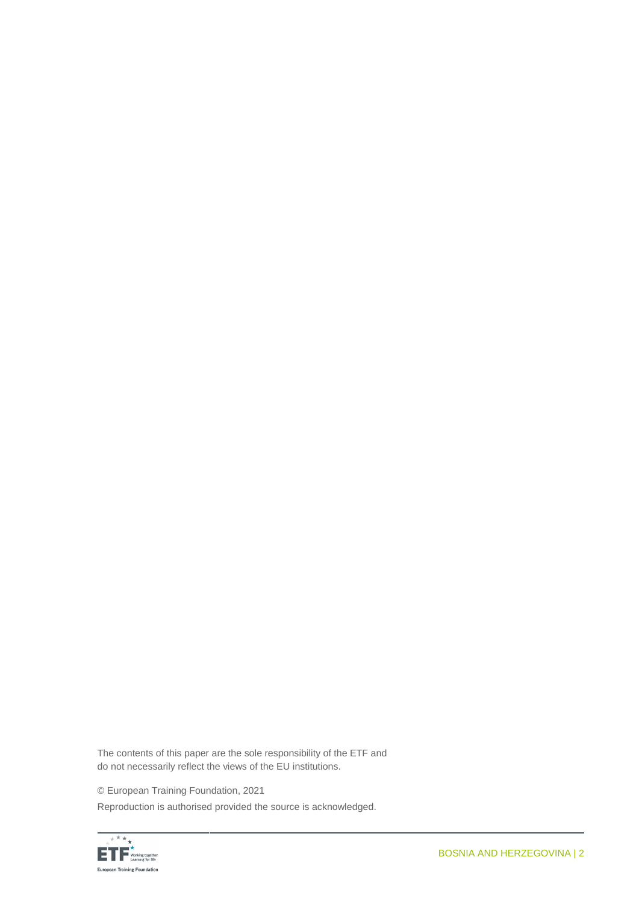The contents of this paper are the sole responsibility of the ETF and do not necessarily reflect the views of the EU institutions.

© European Training Foundation, 2021

Reproduction is authorised provided the source is acknowledged.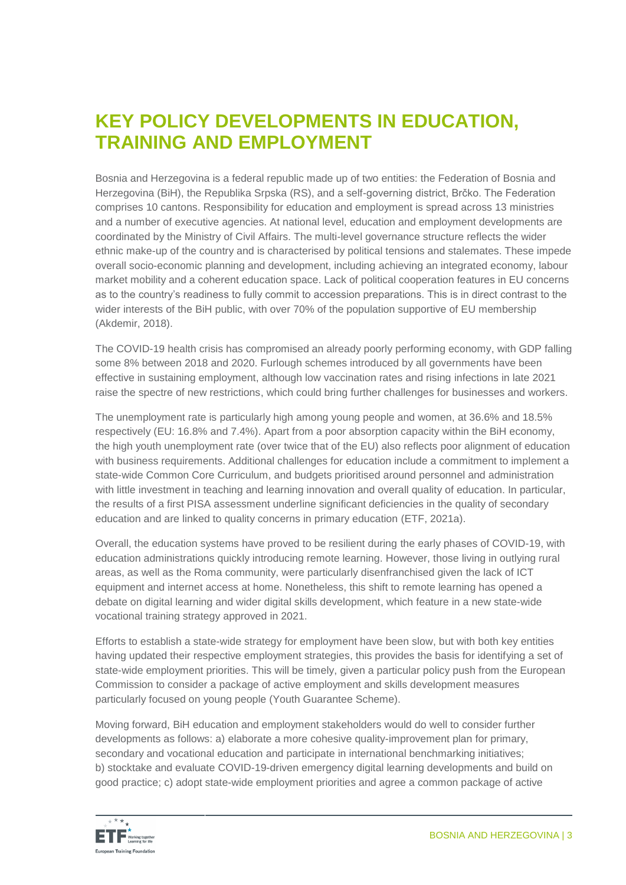# KEY POLICY DEVELOPMENTS IN EDUCATION, TRAINING AND EMPLOYMENT

Bosnia and Herzegovina is a federal republic made up of two entities: the Federation of Bosnia and Herzegovina (BiH), the Republika Srpska (RS), and a self-governing district, Brčko. The Federation comprises 10 cantons. Responsibility for education and employment is spread across 13 ministries and a number of executive agencies. At national level, education and employment developments are coordinated by the Ministry of Civil Affairs. The multi-level governance structure reflects the wider ethnic make-up of the country and is characterised by political tensions and stalemates. These impede overall socio-economic planning and development, including achieving an integrated economy, labour market mobility and a coherent education space. Lack of political cooperation features in EU concerns as to the country's readiness to fully commit to accession preparations. This is in direct contrast to the wider interests of the BiH public, with over 70% of the population supportive of EU membership (Akdemir, 2018).

The COVID-19 health crisis has compromised an already poorly performing economy, with GDP falling some 8% between 2018 and 2020. Furlough schemes introduced by all governments have been effective in sustaining employment, although low vaccination rates and rising infections in late 2021 raise the spectre of new restrictions, which could bring further challenges for businesses and workers.

The unemployment rate is particularly high among young people and women, at 36.6% and 18.5% respectively (EU: 16.8% and 7.4%). Apart from a poor absorption capacity within the BiH economy, the high youth unemployment rate (over twice that of the EU) also reflects poor alignment of education with business requirements. Additional challenges for education include a commitment to implement a state-wide Common Core Curriculum, and budgets prioritised around personnel and administration with little investment in teaching and learning innovation and overall quality of education. In particular, the results of a first PISA assessment underline significant deficiencies in the quality of secondary education and are linked to quality concerns in primary education (ETF, 2021a).

Overall, the education systems have proved to be resilient during the early phases of COVID-19, with education administrations quickly introducing remote learning. However, those living in outlying rural areas, as well as the Roma community, were particularly disenfranchised given the lack of ICT equipment and internet access at home. Nonetheless, this shift to remote learning has opened a debate on digital learning and wider digital skills development, which feature in a new state-wide vocational training strategy approved in 2021.

Efforts to establish a state-wide strategy for employment have been slow, but with both key entities having updated their respective employment strategies, this provides the basis for identifying a set of state-wide employment priorities. This will be timely, given a particular policy push from the European Commission to consider a package of active employment and skills development measures particularly focused on young people (Youth Guarantee Scheme).

Moving forward, BiH education and employment stakeholders would do well to consider further developments as follows: a) elaborate a more cohesive quality-improvement plan for primary, secondary and vocational education and participate in international benchmarking initiatives; b) stocktake and evaluate COVID-19-driven emergency digital learning developments and build on good practice; c) adopt state-wide employment priorities and agree a common package of active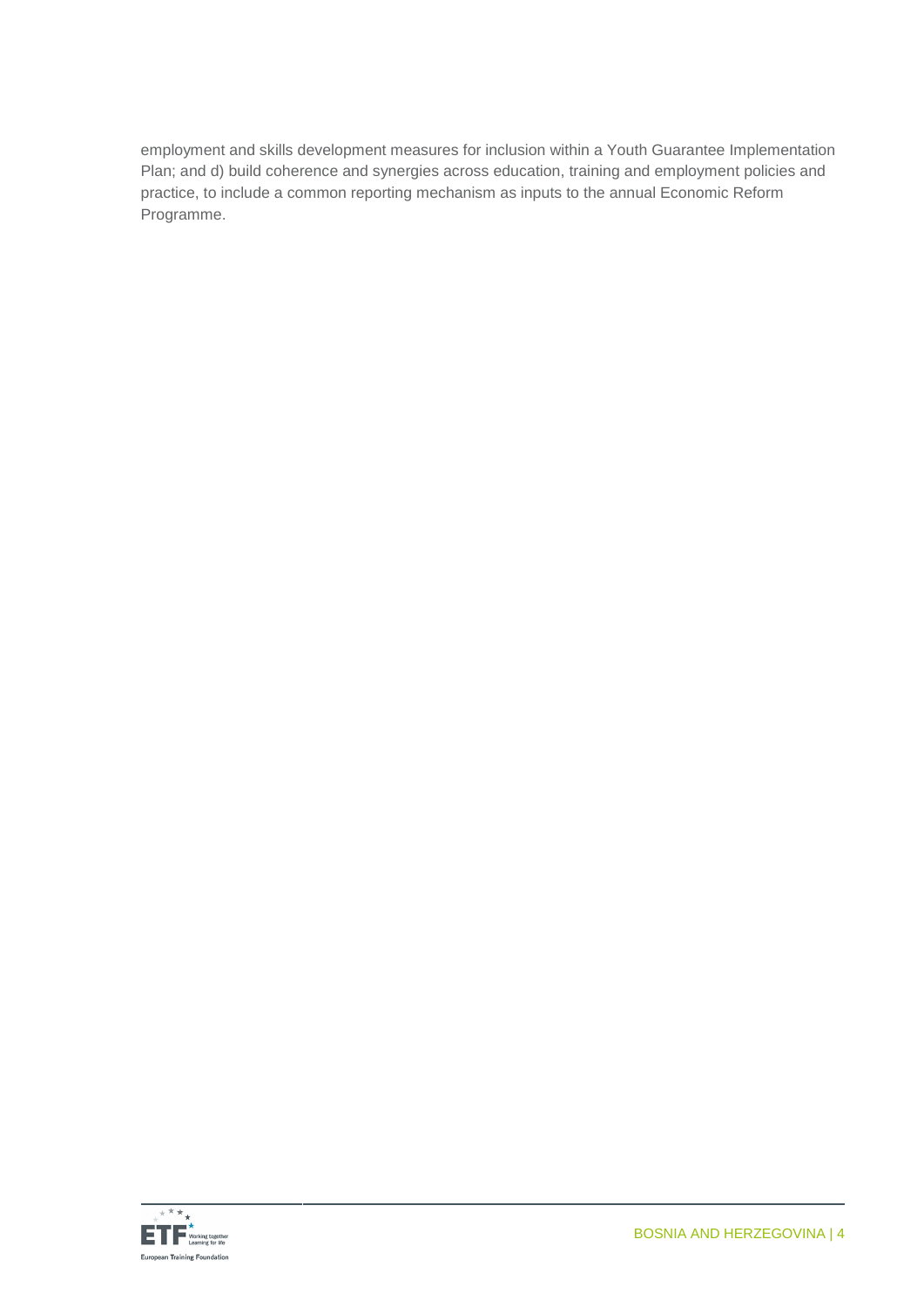employment and skills development measures for inclusion within a Youth Guarantee Implementation Plan; and d) build coherence and synergies across education, training and employment policies and practice, to include a common reporting mechanism as inputs to the annual Economic Reform Programme.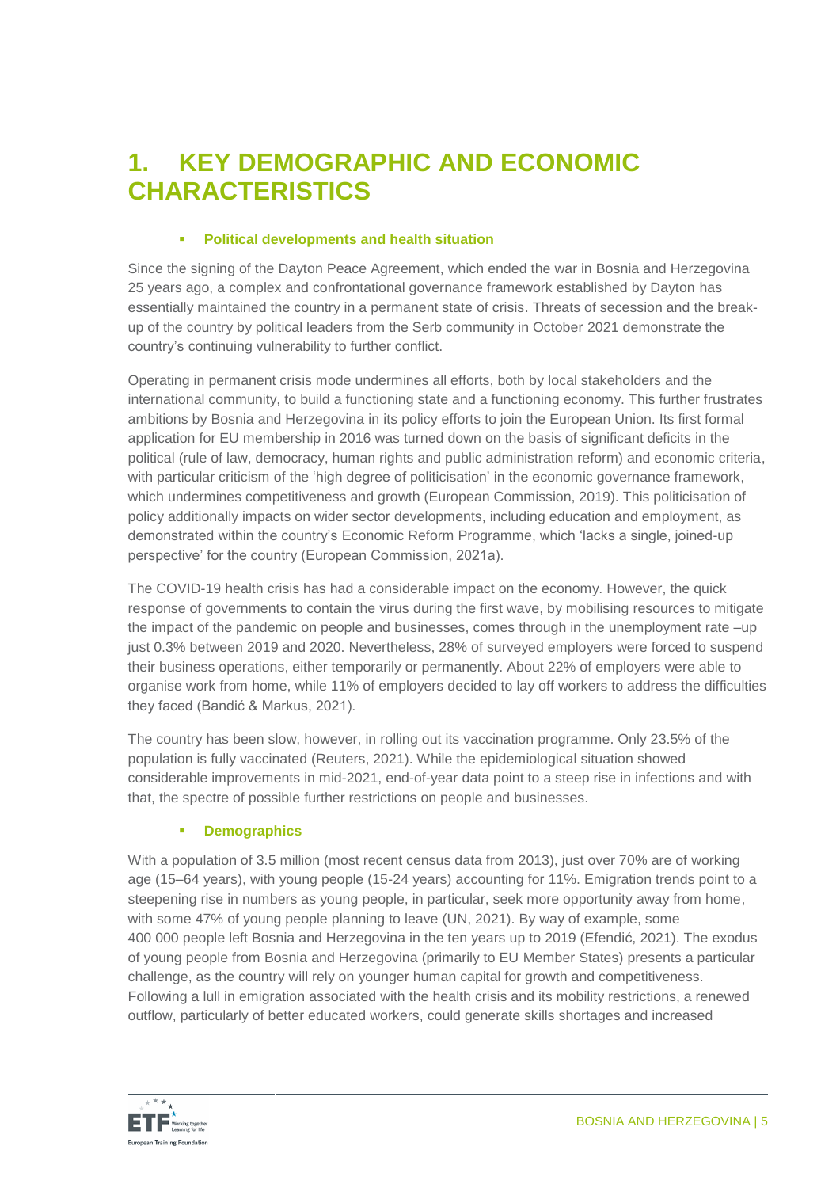# 1. KEY DEMOGRAPHIC AND ECONOMIC CHARACTERISTICS

### Political developments and health situation

Since the signing of the Dayton Peace Agreement, which ended the war in Bosnia and Herzegovina 25 years ago, a complex and confrontational governance framework established by Dayton has essentially maintained the country in a permanent state of crisis. Threats of secession and the break-up of the country by political leaders from the Serb community in October 2021 demonstrate the country's continuing vulnerability to further conflict.

Operating in permanent crisis mode undermines all efforts, both by local stakeholders and the international community, to build a functioning state and a functioning economy. This further frustrates ambitions by Bosnia and Herzegovina in its policy efforts to join the European Union. Its first formal application for EU membership in 2016 was turned down on the basis of significant deficits in the political (rule of law, democracy, human rights and public administration reform) and economic criteria, with particular criticism of the 'high degree of politicisation' in the economic governance framework, which undermines competitiveness and growth (European Commission, 2019). This politicisation of policy additionally impacts on wider sector developments, including education and employment, as demonstrated within the country's Economic Reform Programme, which 'lacks a single, joined-up perspective' for the country (European Commission, 2021a).

The COVID-19 health crisis has had a considerable impact on the economy. However, the quick response of governments to contain the virus during the first wave, by mobilising resources to mitigate the impact of the pandemic on people and businesses, comes through in the unemployment rate –up just 0.3% between 2019 and 2020. Nevertheless, 28% of surveyed employers were forced to suspend their business operations, either temporarily or permanently. About 22% of employers were able to organise work from home, while 11% of employers decided to lay off workers to address the difficulties they faced (Bandić & Markus, 2021).

The country has been slow, however, in rolling out its vaccination programme. Only 23.5% of the population is fully vaccinated (Reuters, 2021). While the epidemiological situation showed considerable improvements in mid-2021, end-of-year data point to a steep rise in infections and with that, the spectre of possible further restrictions on people and businesses.

### Demographics

With a population of 3.5 million (most recent census data from 2013), just over 70% are of working age (15–64 years), with young people (15-24 years) accounting for 11%. Emigration trends point to a steepening rise in numbers as young people, in particular, seek more opportunity away from home, with some 47% of young people planning to leave (UN, 2021). By way of example, some 400 000 people left Bosnia and Herzegovina in the ten years up to 2019 (Efendić, 2021). The exodus of young people from Bosnia and Herzegovina (primarily to EU Member States) presents a particular challenge, as the country will rely on younger human capital for growth and competitiveness. Following a lull in emigration associated with the health crisis and its mobility restrictions, a renewed outflow, particularly of better educated workers, could generate skills shortages and increased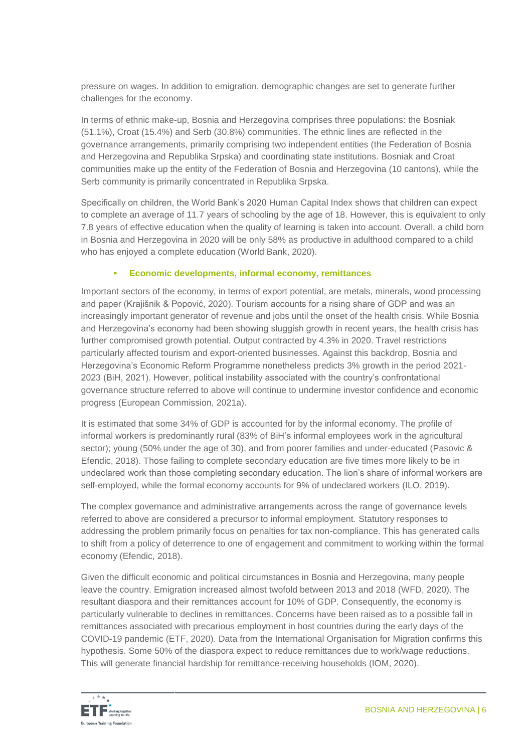pressure on wages. In addition to emigration, demographic changes are set to generate further challenges for the economy.

In terms of ethnic make-up, Bosnia and Herzegovina comprises three populations: the Bosniak (51.1%), Croat (15.4%) and Serb (30.8%) communities. The ethnic lines are reflected in the governance arrangements, primarily comprising two independent entities (the Federation of Bosnia and Herzegovina and Republika Srpska) and coordinating state institutions. Bosniak and Croat communities make up the entity of the Federation of Bosnia and Herzegovina (10 cantons), while the Serb community is primarily concentrated in Republika Srpska.

Specifically on children, the World Bank's 2020 Human Capital Index shows that children can expect to complete an average of 11.7 years of schooling by the age of 18. However, this is equivalent to only 7.8 years of effective education when the quality of learning is taken into account. Overall, a child born in Bosnia and Herzegovina in 2020 will be only 58% as productive in adulthood compared to a child who has enjoyed a complete education (World Bank, 2020).

- **Economic developments, informal economy, remittances**

Important sectors of the economy, in terms of export potential, are metals, minerals, wood processing and paper (Krajišnik & Popović, 2020). Tourism accounts for a rising share of GDP and was an increasingly important generator of revenue and jobs until the onset of the health crisis. While Bosnia and Herzegovina's economy had been showing sluggish growth in recent years, the health crisis has further compromised growth potential. Output contracted by 4.3% in 2020. Travel restrictions particularly affected tourism and export-oriented businesses. Against this backdrop, Bosnia and Herzegovina's Economic Reform Programme nonetheless predicts 3% growth in the period 2021-2023 (BiH, 2021). However, political instability associated with the country's confrontational governance structure referred to above will continue to undermine investor confidence and economic progress (European Commission, 2021a).

It is estimated that some 34% of GDP is accounted for by the informal economy. The profile of informal workers is predominantly rural (83% of BiH's informal employees work in the agricultural sector); young (50% under the age of 30), and from poorer families and under-educated (Pasovic & Efendic, 2018). Those failing to complete secondary education are five times more likely to be in undeclared work than those completing secondary education. The lion's share of informal workers are self-employed, while the formal economy accounts for 9% of undeclared workers (ILO, 2019).

The complex governance and administrative arrangements across the range of governance levels referred to above are considered a precursor to informal employment. Statutory responses to addressing the problem primarily focus on penalties for tax non-compliance. This has generated calls to shift from a policy of deterrence to one of engagement and commitment to working within the formal economy (Efendic, 2018).

Given the difficult economic and political circumstances in Bosnia and Herzegovina, many people leave the country. Emigration increased almost twofold between 2013 and 2018 (WFD, 2020). The resultant diaspora and their remittances account for 10% of GDP. Consequently, the economy is particularly vulnerable to declines in remittances. Concerns have been raised as to a possible fall in remittances associated with precarious employment in host countries during the early days of the COVID-19 pandemic (ETF, 2020). Data from the International Organisation for Migration confirms this hypothesis. Some 50% of the diaspora expect to reduce remittances due to work/wage reductions. This will generate financial hardship for remittance-receiving households (IOM, 2020).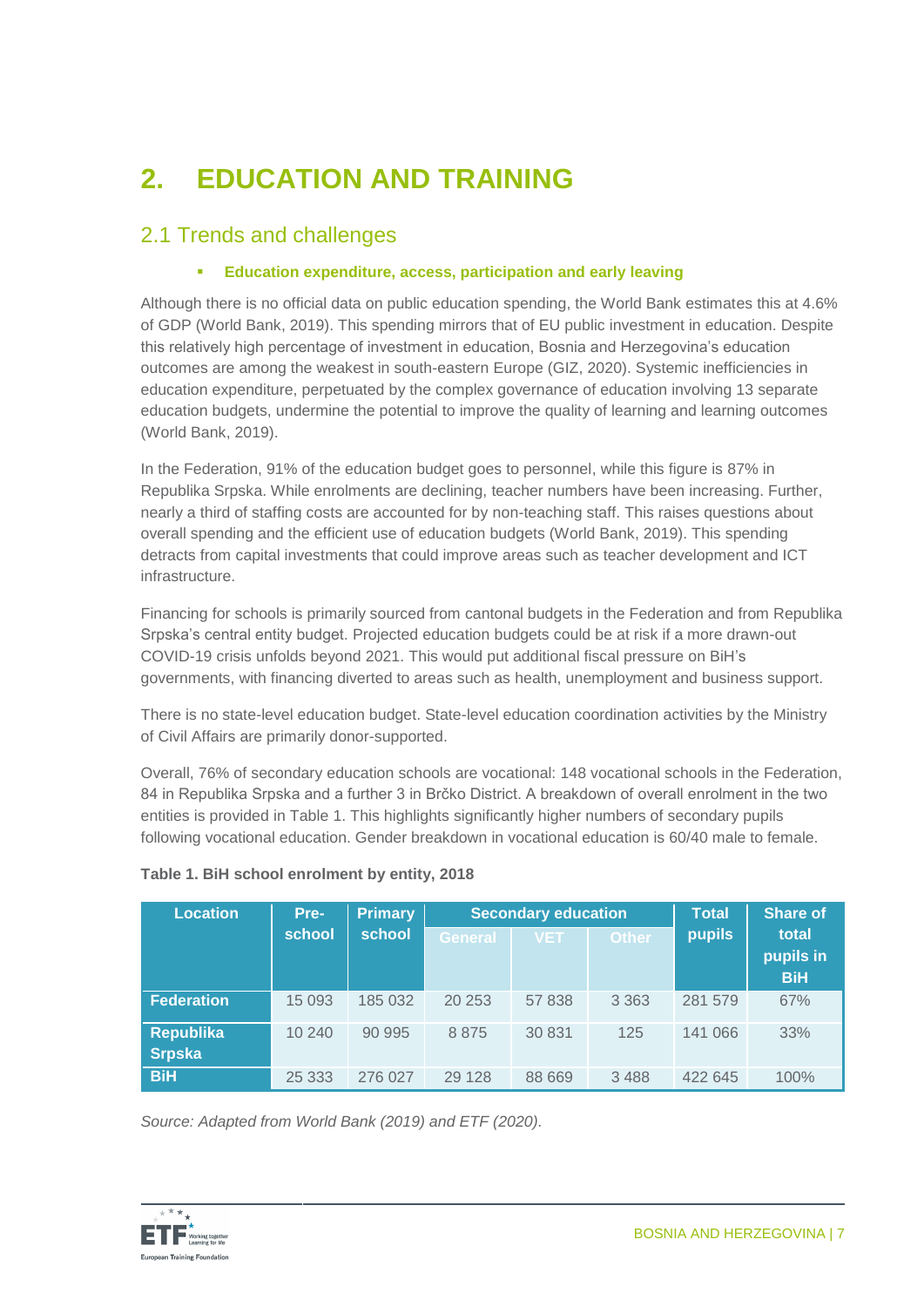# 2. EDUCATION AND TRAINING

## 2.1 Trends and challenges

- **Education expenditure, access, participation and early leaving**

Although there is no official data on public education spending, the World Bank estimates this at 4.6% of GDP (World Bank, 2019). This spending mirrors that of EU public investment in education. Despite this relatively high percentage of investment in education, Bosnia and Herzegovina's education outcomes are among the weakest in south-eastern Europe (GIZ, 2020). Systemic inefficiencies in education expenditure, perpetuated by the complex governance of education involving 13 separate education budgets, undermine the potential to improve the quality of learning and learning outcomes (World Bank, 2019).

In the Federation, 91% of the education budget goes to personnel, while this figure is 87% in Republika Srpska. While enrolments are declining, teacher numbers have been increasing. Further, nearly a third of staffing costs are accounted for by non-teaching staff. This raises questions about overall spending and the efficient use of education budgets (World Bank, 2019). This spending detracts from capital investments that could improve areas such as teacher development and ICT infrastructure.

Financing for schools is primarily sourced from cantonal budgets in the Federation and from Republika Srpska's central entity budget. Projected education budgets could be at risk if a more drawn-out COVID-19 crisis unfolds beyond 2021. This would put additional fiscal pressure on BiH's governments, with financing diverted to areas such as health, unemployment and business support.

There is no state-level education budget. State-level education coordination activities by the Ministry of Civil Affairs are primarily donor-supported.

Overall, 76% of secondary education schools are vocational: 148 vocational schools in the Federation, 84 in Republika Srpska and a further 3 in Brčko District. A breakdown of overall enrolment in the two entities is provided in Table 1. This highlights significantly higher numbers of secondary pupils following vocational education. Gender breakdown in vocational education is 60/40 male to female.

**Table 1. BiH school enrolment by entity, 2018**

| Location | Pre-school | Primary school | Secondary education | | | Total pupils | Share of total pupils in BiH |
|---|---|---|---|---|---|---|---|
| | | | General | VET | Other | | |
| **Federation** | 15 093 | 185 032 | 20 253 | 57 838 | 3 363 | 281 579 | 67% |
| **Republika Srpska** | 10 240 | 90 995 | 8 875 | 30 831 | 125 | 141 066 | 33% |
| **BiH** | 25 333 | 276 027 | 29 128 | 88 669 | 3 488 | 422 645 | 100% |

*Source: Adapted from World Bank (2019) and ETF (2020).*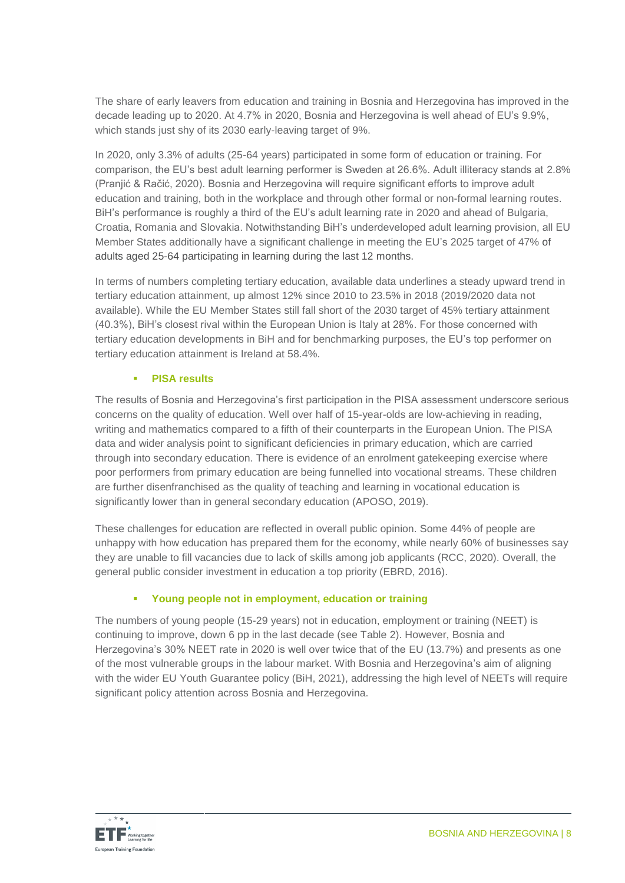The share of early leavers from education and training in Bosnia and Herzegovina has improved in the decade leading up to 2020. At 4.7% in 2020, Bosnia and Herzegovina is well ahead of EU's 9.9%, which stands just shy of its 2030 early-leaving target of 9%.

In 2020, only 3.3% of adults (25-64 years) participated in some form of education or training. For comparison, the EU's best adult learning performer is Sweden at 26.6%. Adult illiteracy stands at 2.8% (Pranjić & Račić, 2020). Bosnia and Herzegovina will require significant efforts to improve adult education and training, both in the workplace and through other formal or non-formal learning routes. BiH's performance is roughly a third of the EU's adult learning rate in 2020 and ahead of Bulgaria, Croatia, Romania and Slovakia. Notwithstanding BiH's underdeveloped adult learning provision, all EU Member States additionally have a significant challenge in meeting the EU's 2025 target of 47% of adults aged 25-64 participating in learning during the last 12 months.

In terms of numbers completing tertiary education, available data underlines a steady upward trend in tertiary education attainment, up almost 12% since 2010 to 23.5% in 2018 (2019/2020 data not available). While the EU Member States still fall short of the 2030 target of 45% tertiary attainment (40.3%), BiH's closest rival within the European Union is Italy at 28%. For those concerned with tertiary education developments in BiH and for benchmarking purposes, the EU's top performer on tertiary education attainment is Ireland at 58.4%.

- **PISA results**

The results of Bosnia and Herzegovina's first participation in the PISA assessment underscore serious concerns on the quality of education. Well over half of 15-year-olds are low-achieving in reading, writing and mathematics compared to a fifth of their counterparts in the European Union. The PISA data and wider analysis point to significant deficiencies in primary education, which are carried through into secondary education. There is evidence of an enrolment gatekeeping exercise where poor performers from primary education are being funnelled into vocational streams. These children are further disenfranchised as the quality of teaching and learning in vocational education is significantly lower than in general secondary education (APOSO, 2019).

These challenges for education are reflected in overall public opinion. Some 44% of people are unhappy with how education has prepared them for the economy, while nearly 60% of businesses say they are unable to fill vacancies due to lack of skills among job applicants (RCC, 2020). Overall, the general public consider investment in education a top priority (EBRD, 2016).

- **Young people not in employment, education or training**

The numbers of young people (15-29 years) not in education, employment or training (NEET) is continuing to improve, down 6 pp in the last decade (see Table 2). However, Bosnia and Herzegovina's 30% NEET rate in 2020 is well over twice that of the EU (13.7%) and presents as one of the most vulnerable groups in the labour market. With Bosnia and Herzegovina's aim of aligning with the wider EU Youth Guarantee policy (BiH, 2021), addressing the high level of NEETs will require significant policy attention across Bosnia and Herzegovina.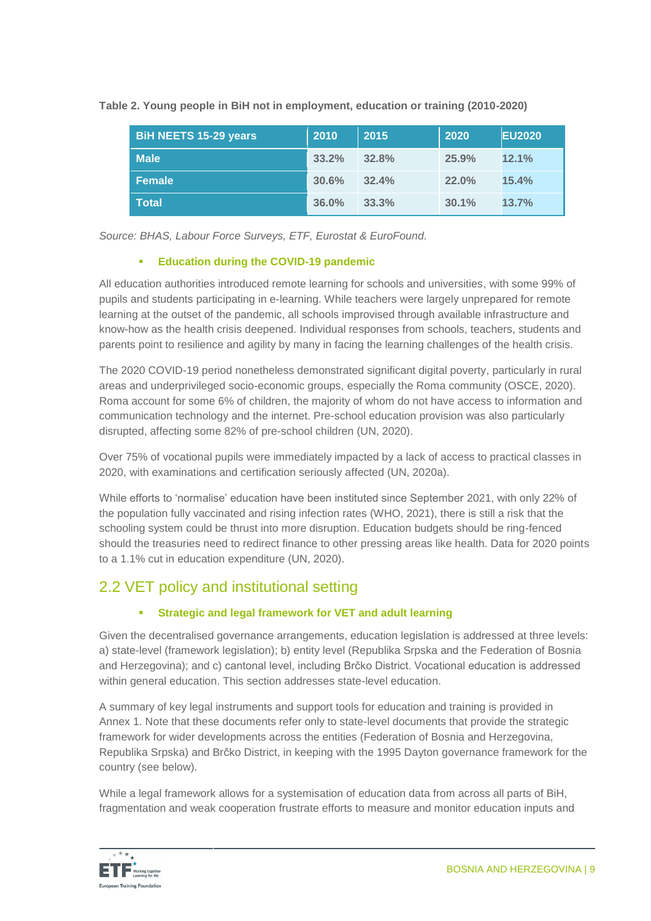**Table 2. Young people in BiH not in employment, education or training (2010-2020)**

| BiH NEETS 15-29 years | 2010 | 2015 | 2020 | EU2020 |
|---|---|---|---|---|
| Male | 33.2% | 32.8% | 25.9% | 12.1% |
| Female | 30.6% | 32.4% | 22.0% | 15.4% |
| Total | 36.0% | 33.3% | 30.1% | 13.7% |

*Source: BHAS, Labour Force Surveys, ETF, Eurostat & EuroFound.*

- **Education during the COVID-19 pandemic**

All education authorities introduced remote learning for schools and universities, with some 99% of pupils and students participating in e-learning. While teachers were largely unprepared for remote learning at the outset of the pandemic, all schools improvised through available infrastructure and know-how as the health crisis deepened. Individual responses from schools, teachers, students and parents point to resilience and agility by many in facing the learning challenges of the health crisis.

The 2020 COVID-19 period nonetheless demonstrated significant digital poverty, particularly in rural areas and underprivileged socio-economic groups, especially the Roma community (OSCE, 2020). Roma account for some 6% of children, the majority of whom do not have access to information and communication technology and the internet. Pre-school education provision was also particularly disrupted, affecting some 82% of pre-school children (UN, 2020).

Over 75% of vocational pupils were immediately impacted by a lack of access to practical classes in 2020, with examinations and certification seriously affected (UN, 2020a).

While efforts to 'normalise' education have been instituted since September 2021, with only 22% of the population fully vaccinated and rising infection rates (WHO, 2021), there is still a risk that the schooling system could be thrust into more disruption. Education budgets should be ring-fenced should the treasuries need to redirect finance to other pressing areas like health. Data for 2020 points to a 1.1% cut in education expenditure (UN, 2020).

## 2.2 VET policy and institutional setting

- **Strategic and legal framework for VET and adult learning**

Given the decentralised governance arrangements, education legislation is addressed at three levels: a) state-level (framework legislation); b) entity level (Republika Srpska and the Federation of Bosnia and Herzegovina); and c) cantonal level, including Brčko District. Vocational education is addressed within general education. This section addresses state-level education.

A summary of key legal instruments and support tools for education and training is provided in Annex 1. Note that these documents refer only to state-level documents that provide the strategic framework for wider developments across the entities (Federation of Bosnia and Herzegovina, Republika Srpska) and Brčko District, in keeping with the 1995 Dayton governance framework for the country (see below).

While a legal framework allows for a systemisation of education data from across all parts of BiH, fragmentation and weak cooperation frustrate efforts to measure and monitor education inputs and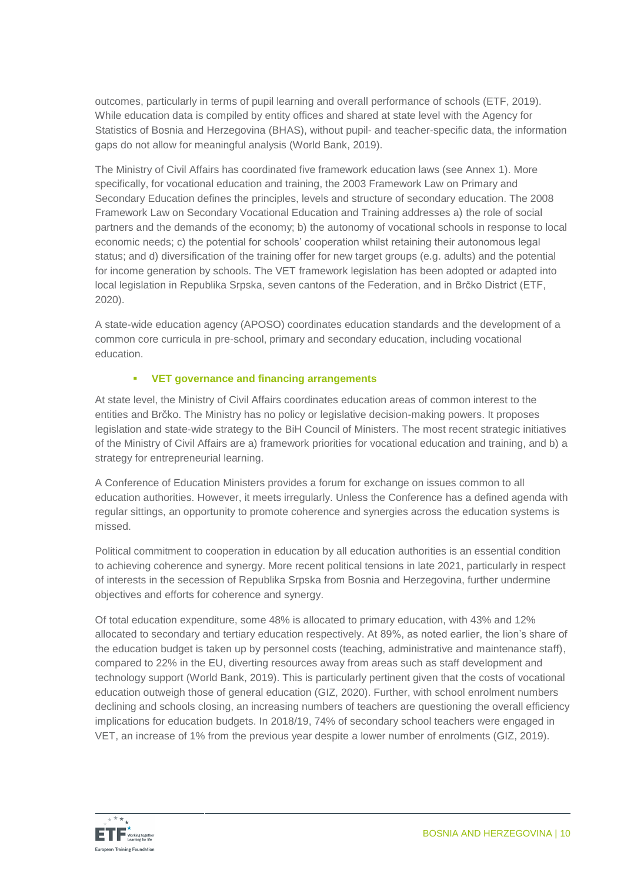outcomes, particularly in terms of pupil learning and overall performance of schools (ETF, 2019). While education data is compiled by entity offices and shared at state level with the Agency for Statistics of Bosnia and Herzegovina (BHAS), without pupil- and teacher-specific data, the information gaps do not allow for meaningful analysis (World Bank, 2019).

The Ministry of Civil Affairs has coordinated five framework education laws (see Annex 1). More specifically, for vocational education and training, the 2003 Framework Law on Primary and Secondary Education defines the principles, levels and structure of secondary education. The 2008 Framework Law on Secondary Vocational Education and Training addresses a) the role of social partners and the demands of the economy; b) the autonomy of vocational schools in response to local economic needs; c) the potential for schools' cooperation whilst retaining their autonomous legal status; and d) diversification of the training offer for new target groups (e.g. adults) and the potential for income generation by schools. The VET framework legislation has been adopted or adapted into local legislation in Republika Srpska, seven cantons of the Federation, and in Brčko District (ETF, 2020).

A state-wide education agency (APOSO) coordinates education standards and the development of a common core curricula in pre-school, primary and secondary education, including vocational education.

- **VET governance and financing arrangements**

At state level, the Ministry of Civil Affairs coordinates education areas of common interest to the entities and Brčko. The Ministry has no policy or legislative decision-making powers. It proposes legislation and state-wide strategy to the BiH Council of Ministers. The most recent strategic initiatives of the Ministry of Civil Affairs are a) framework priorities for vocational education and training, and b) a strategy for entrepreneurial learning.

A Conference of Education Ministers provides a forum for exchange on issues common to all education authorities. However, it meets irregularly. Unless the Conference has a defined agenda with regular sittings, an opportunity to promote coherence and synergies across the education systems is missed.

Political commitment to cooperation in education by all education authorities is an essential condition to achieving coherence and synergy. More recent political tensions in late 2021, particularly in respect of interests in the secession of Republika Srpska from Bosnia and Herzegovina, further undermine objectives and efforts for coherence and synergy.

Of total education expenditure, some 48% is allocated to primary education, with 43% and 12% allocated to secondary and tertiary education respectively. At 89%, as noted earlier, the lion's share of the education budget is taken up by personnel costs (teaching, administrative and maintenance staff), compared to 22% in the EU, diverting resources away from areas such as staff development and technology support (World Bank, 2019). This is particularly pertinent given that the costs of vocational education outweigh those of general education (GIZ, 2020). Further, with school enrolment numbers declining and schools closing, an increasing numbers of teachers are questioning the overall efficiency implications for education budgets. In 2018/19, 74% of secondary school teachers were engaged in VET, an increase of 1% from the previous year despite a lower number of enrolments (GIZ, 2019).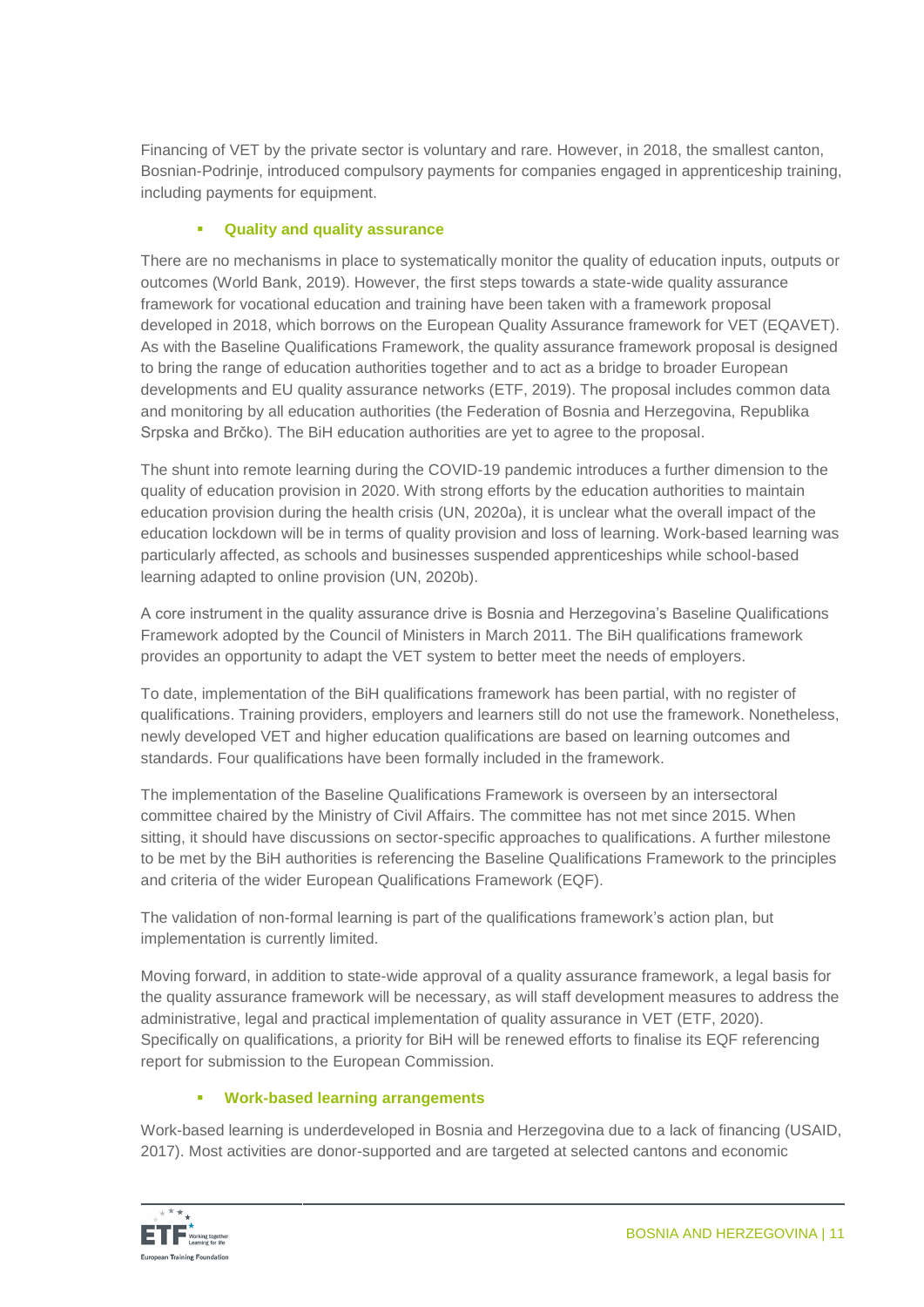Financing of VET by the private sector is voluntary and rare. However, in 2018, the smallest canton, Bosnian-Podrinje, introduced compulsory payments for companies engaged in apprenticeship training, including payments for equipment.

- **Quality and quality assurance**

There are no mechanisms in place to systematically monitor the quality of education inputs, outputs or outcomes (World Bank, 2019). However, the first steps towards a state-wide quality assurance framework for vocational education and training have been taken with a framework proposal developed in 2018, which borrows on the European Quality Assurance framework for VET (EQAVET). As with the Baseline Qualifications Framework, the quality assurance framework proposal is designed to bring the range of education authorities together and to act as a bridge to broader European developments and EU quality assurance networks (ETF, 2019). The proposal includes common data and monitoring by all education authorities (the Federation of Bosnia and Herzegovina, Republika Srpska and Brčko). The BiH education authorities are yet to agree to the proposal.

The shunt into remote learning during the COVID-19 pandemic introduces a further dimension to the quality of education provision in 2020. With strong efforts by the education authorities to maintain education provision during the health crisis (UN, 2020a), it is unclear what the overall impact of the education lockdown will be in terms of quality provision and loss of learning. Work-based learning was particularly affected, as schools and businesses suspended apprenticeships while school-based learning adapted to online provision (UN, 2020b).

A core instrument in the quality assurance drive is Bosnia and Herzegovina's Baseline Qualifications Framework adopted by the Council of Ministers in March 2011. The BiH qualifications framework provides an opportunity to adapt the VET system to better meet the needs of employers.

To date, implementation of the BiH qualifications framework has been partial, with no register of qualifications. Training providers, employers and learners still do not use the framework. Nonetheless, newly developed VET and higher education qualifications are based on learning outcomes and standards. Four qualifications have been formally included in the framework.

The implementation of the Baseline Qualifications Framework is overseen by an intersectoral committee chaired by the Ministry of Civil Affairs. The committee has not met since 2015. When sitting, it should have discussions on sector-specific approaches to qualifications. A further milestone to be met by the BiH authorities is referencing the Baseline Qualifications Framework to the principles and criteria of the wider European Qualifications Framework (EQF).

The validation of non-formal learning is part of the qualifications framework's action plan, but implementation is currently limited.

Moving forward, in addition to state-wide approval of a quality assurance framework, a legal basis for the quality assurance framework will be necessary, as will staff development measures to address the administrative, legal and practical implementation of quality assurance in VET (ETF, 2020). Specifically on qualifications, a priority for BiH will be renewed efforts to finalise its EQF referencing report for submission to the European Commission.

- **Work-based learning arrangements**

Work-based learning is underdeveloped in Bosnia and Herzegovina due to a lack of financing (USAID, 2017). Most activities are donor-supported and are targeted at selected cantons and economic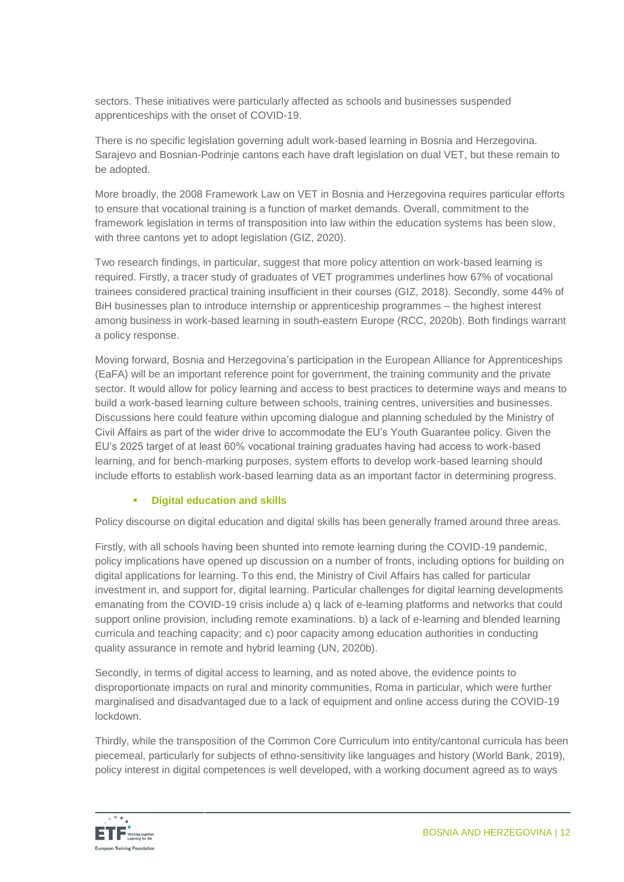sectors. These initiatives were particularly affected as schools and businesses suspended apprenticeships with the onset of COVID-19.

There is no specific legislation governing adult work-based learning in Bosnia and Herzegovina. Sarajevo and Bosnian-Podrinje cantons each have draft legislation on dual VET, but these remain to be adopted.

More broadly, the 2008 Framework Law on VET in Bosnia and Herzegovina requires particular efforts to ensure that vocational training is a function of market demands. Overall, commitment to the framework legislation in terms of transposition into law within the education systems has been slow, with three cantons yet to adopt legislation (GIZ, 2020).

Two research findings, in particular, suggest that more policy attention on work-based learning is required. Firstly, a tracer study of graduates of VET programmes underlines how 67% of vocational trainees considered practical training insufficient in their courses (GIZ, 2018). Secondly, some 44% of BiH businesses plan to introduce internship or apprenticeship programmes – the highest interest among business in work-based learning in south-eastern Europe (RCC, 2020b). Both findings warrant a policy response.

Moving forward, Bosnia and Herzegovina's participation in the European Alliance for Apprenticeships (EaFA) will be an important reference point for government, the training community and the private sector. It would allow for policy learning and access to best practices to determine ways and means to build a work-based learning culture between schools, training centres, universities and businesses. Discussions here could feature within upcoming dialogue and planning scheduled by the Ministry of Civil Affairs as part of the wider drive to accommodate the EU's Youth Guarantee policy. Given the EU's 2025 target of at least 60% vocational training graduates having had access to work-based learning, and for bench-marking purposes, system efforts to develop work-based learning should include efforts to establish work-based learning data as an important factor in determining progress.

- **Digital education and skills**

Policy discourse on digital education and digital skills has been generally framed around three areas.

Firstly, with all schools having been shunted into remote learning during the COVID-19 pandemic, policy implications have opened up discussion on a number of fronts, including options for building on digital applications for learning. To this end, the Ministry of Civil Affairs has called for particular investment in, and support for, digital learning. Particular challenges for digital learning developments emanating from the COVID-19 crisis include a) q lack of e-learning platforms and networks that could support online provision, including remote examinations. b) a lack of e-learning and blended learning curricula and teaching capacity; and c) poor capacity among education authorities in conducting quality assurance in remote and hybrid learning (UN, 2020b).

Secondly, in terms of digital access to learning, and as noted above, the evidence points to disproportionate impacts on rural and minority communities, Roma in particular, which were further marginalised and disadvantaged due to a lack of equipment and online access during the COVID-19 lockdown.

Thirdly, while the transposition of the Common Core Curriculum into entity/cantonal curricula has been piecemeal, particularly for subjects of ethno-sensitivity like languages and history (World Bank, 2019), policy interest in digital competences is well developed, with a working document agreed as to ways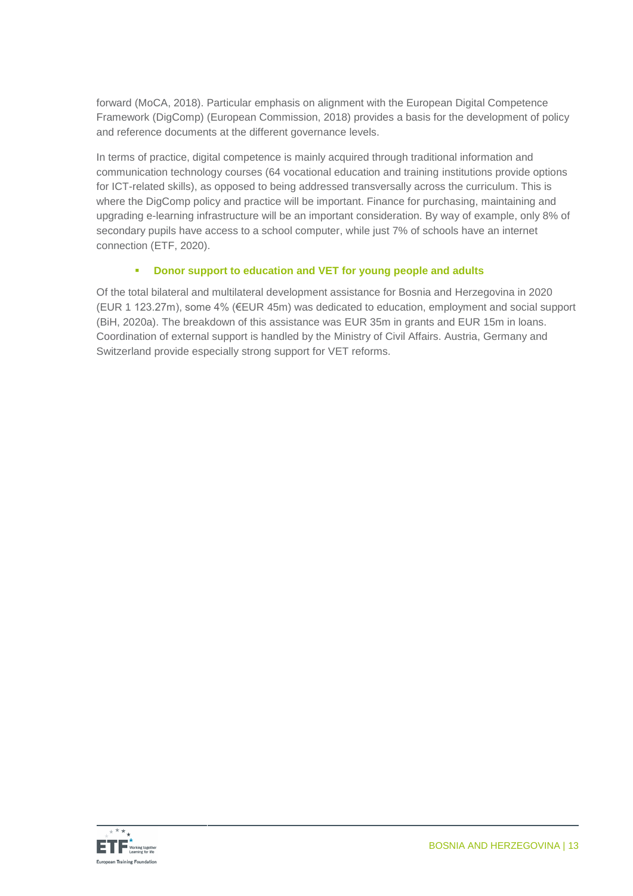forward (MoCA, 2018). Particular emphasis on alignment with the European Digital Competence Framework (DigComp) (European Commission, 2018) provides a basis for the development of policy and reference documents at the different governance levels.

In terms of practice, digital competence is mainly acquired through traditional information and communication technology courses (64 vocational education and training institutions provide options for ICT-related skills), as opposed to being addressed transversally across the curriculum. This is where the DigComp policy and practice will be important. Finance for purchasing, maintaining and upgrading e-learning infrastructure will be an important consideration. By way of example, only 8% of secondary pupils have access to a school computer, while just 7% of schools have an internet connection (ETF, 2020).

- **Donor support to education and VET for young people and adults**

Of the total bilateral and multilateral development assistance for Bosnia and Herzegovina in 2020 (EUR 1 123.27m), some 4% (€EUR 45m) was dedicated to education, employment and social support (BiH, 2020a). The breakdown of this assistance was EUR 35m in grants and EUR 15m in loans. Coordination of external support is handled by the Ministry of Civil Affairs. Austria, Germany and Switzerland provide especially strong support for VET reforms.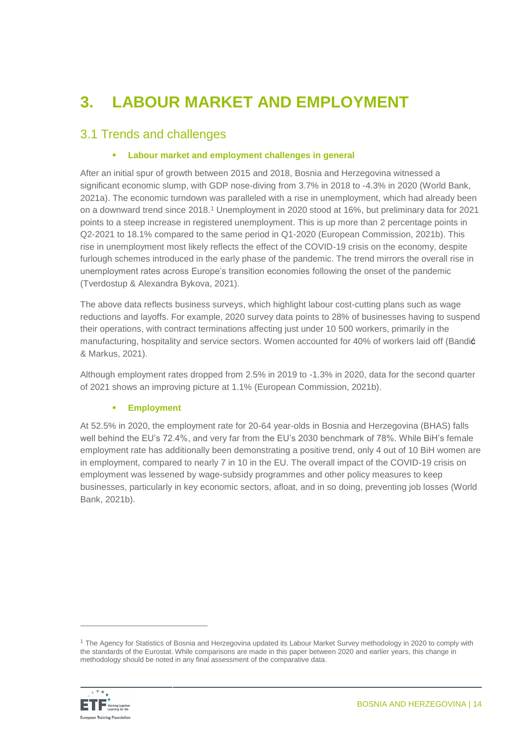# 3. LABOUR MARKET AND EMPLOYMENT

## 3.1 Trends and challenges

- **Labour market and employment challenges in general**

After an initial spur of growth between 2015 and 2018, Bosnia and Herzegovina witnessed a significant economic slump, with GDP nose-diving from 3.7% in 2018 to -4.3% in 2020 (World Bank, 2021a). The economic turndown was paralleled with a rise in unemployment, which had already been on a downward trend since 2018.[1] Unemployment in 2020 stood at 16%, but preliminary data for 2021 points to a steep increase in registered unemployment. This is up more than 2 percentage points in Q2-2021 to 18.1% compared to the same period in Q1-2020 (European Commission, 2021b). This rise in unemployment most likely reflects the effect of the COVID-19 crisis on the economy, despite furlough schemes introduced in the early phase of the pandemic. The trend mirrors the overall rise in unemployment rates across Europe's transition economies following the onset of the pandemic (Tverdostup & Alexandra Bykova, 2021).

The above data reflects business surveys, which highlight labour cost-cutting plans such as wage reductions and layoffs. For example, 2020 survey data points to 28% of businesses having to suspend their operations, with contract terminations affecting just under 10 500 workers, primarily in the manufacturing, hospitality and service sectors. Women accounted for 40% of workers laid off (Bandić & Markus, 2021).

Although employment rates dropped from 2.5% in 2019 to -1.3% in 2020, data for the second quarter of 2021 shows an improving picture at 1.1% (European Commission, 2021b).

- **Employment**

At 52.5% in 2020, the employment rate for 20-64 year-olds in Bosnia and Herzegovina (BHAS) falls well behind the EU's 72.4%, and very far from the EU's 2030 benchmark of 78%. While BiH's female employment rate has additionally been demonstrating a positive trend, only 4 out of 10 BiH women are in employment, compared to nearly 7 in 10 in the EU. The overall impact of the COVID-19 crisis on employment was lessened by wage-subsidy programmes and other policy measures to keep businesses, particularly in key economic sectors, afloat, and in so doing, preventing job losses (World Bank, 2021b).

---

[1] The Agency for Statistics of Bosnia and Herzegovina updated its Labour Market Survey methodology in 2020 to comply with the standards of the Eurostat. While comparisons are made in this paper between 2020 and earlier years, this change in methodology should be noted in any final assessment of the comparative data.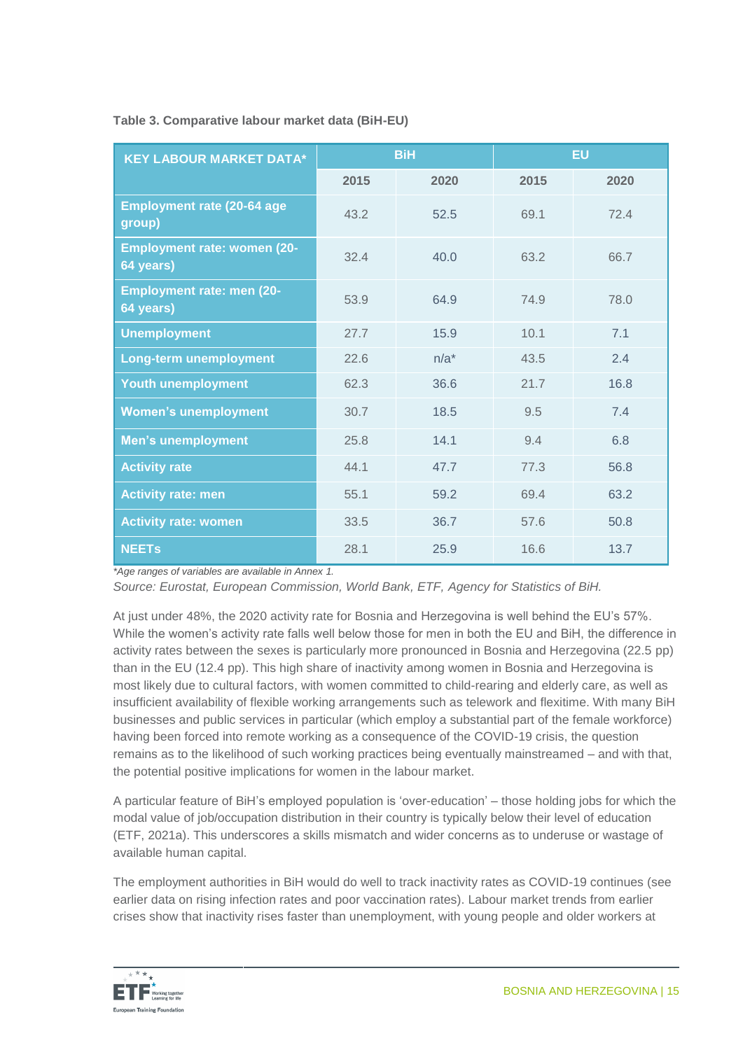**Table 3. Comparative labour market data (BiH-EU)**

| KEY LABOUR MARKET DATA* | BiH | | EU | |
|---|---|---|---|---|
| | 2015 | 2020 | 2015 | 2020 |
| Employment rate (20-64 age group) | 43.2 | 52.5 | 69.1 | 72.4 |
| Employment rate: women (20-64 years) | 32.4 | 40.0 | 63.2 | 66.7 |
| Employment rate: men (20-64 years) | 53.9 | 64.9 | 74.9 | 78.0 |
| Unemployment | 27.7 | 15.9 | 10.1 | 7.1 |
| Long-term unemployment | 22.6 | n/a* | 43.5 | 2.4 |
| Youth unemployment | 62.3 | 36.6 | 21.7 | 16.8 |
| Women's unemployment | 30.7 | 18.5 | 9.5 | 7.4 |
| Men's unemployment | 25.8 | 14.1 | 9.4 | 6.8 |
| Activity rate | 44.1 | 47.7 | 77.3 | 56.8 |
| Activity rate: men | 55.1 | 59.2 | 69.4 | 63.2 |
| Activity rate: women | 33.5 | 36.7 | 57.6 | 50.8 |
| NEETs | 28.1 | 25.9 | 16.6 | 13.7 |

*\*Age ranges of variables are available in Annex 1.*

*Source: Eurostat, European Commission, World Bank, ETF, Agency for Statistics of BiH.*

At just under 48%, the 2020 activity rate for Bosnia and Herzegovina is well behind the EU's 57%. While the women's activity rate falls well below those for men in both the EU and BiH, the difference in activity rates between the sexes is particularly more pronounced in Bosnia and Herzegovina (22.5 pp) than in the EU (12.4 pp). This high share of inactivity among women in Bosnia and Herzegovina is most likely due to cultural factors, with women committed to child-rearing and elderly care, as well as insufficient availability of flexible working arrangements such as telework and flexitime. With many BiH businesses and public services in particular (which employ a substantial part of the female workforce) having been forced into remote working as a consequence of the COVID-19 crisis, the question remains as to the likelihood of such working practices being eventually mainstreamed – and with that, the potential positive implications for women in the labour market.

A particular feature of BiH's employed population is 'over-education' – those holding jobs for which the modal value of job/occupation distribution in their country is typically below their level of education (ETF, 2021a). This underscores a skills mismatch and wider concerns as to underuse or wastage of available human capital.

The employment authorities in BiH would do well to track inactivity rates as COVID-19 continues (see earlier data on rising infection rates and poor vaccination rates). Labour market trends from earlier crises show that inactivity rises faster than unemployment, with young people and older workers at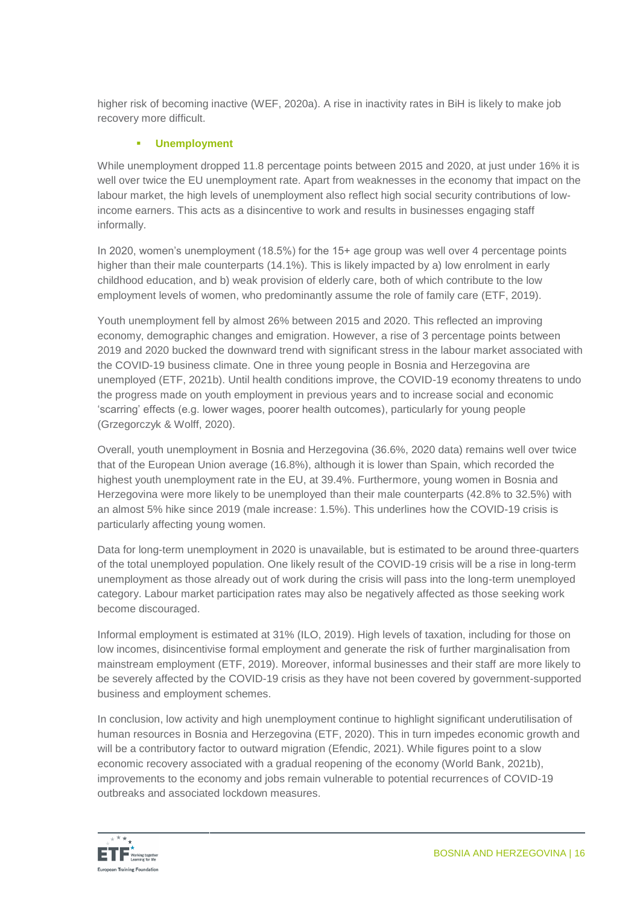higher risk of becoming inactive (WEF, 2020a). A rise in inactivity rates in BiH is likely to make job recovery more difficult.

- **Unemployment**

While unemployment dropped 11.8 percentage points between 2015 and 2020, at just under 16% it is well over twice the EU unemployment rate. Apart from weaknesses in the economy that impact on the labour market, the high levels of unemployment also reflect high social security contributions of low-income earners. This acts as a disincentive to work and results in businesses engaging staff informally.

In 2020, women's unemployment (18.5%) for the 15+ age group was well over 4 percentage points higher than their male counterparts (14.1%). This is likely impacted by a) low enrolment in early childhood education, and b) weak provision of elderly care, both of which contribute to the low employment levels of women, who predominantly assume the role of family care (ETF, 2019).

Youth unemployment fell by almost 26% between 2015 and 2020. This reflected an improving economy, demographic changes and emigration. However, a rise of 3 percentage points between 2019 and 2020 bucked the downward trend with significant stress in the labour market associated with the COVID-19 business climate. One in three young people in Bosnia and Herzegovina are unemployed (ETF, 2021b). Until health conditions improve, the COVID-19 economy threatens to undo the progress made on youth employment in previous years and to increase social and economic 'scarring' effects (e.g. lower wages, poorer health outcomes), particularly for young people (Grzegorczyk & Wolff, 2020).

Overall, youth unemployment in Bosnia and Herzegovina (36.6%, 2020 data) remains well over twice that of the European Union average (16.8%), although it is lower than Spain, which recorded the highest youth unemployment rate in the EU, at 39.4%. Furthermore, young women in Bosnia and Herzegovina were more likely to be unemployed than their male counterparts (42.8% to 32.5%) with an almost 5% hike since 2019 (male increase: 1.5%). This underlines how the COVID-19 crisis is particularly affecting young women.

Data for long-term unemployment in 2020 is unavailable, but is estimated to be around three-quarters of the total unemployed population. One likely result of the COVID-19 crisis will be a rise in long-term unemployment as those already out of work during the crisis will pass into the long-term unemployed category. Labour market participation rates may also be negatively affected as those seeking work become discouraged.

Informal employment is estimated at 31% (ILO, 2019). High levels of taxation, including for those on low incomes, disincentivise formal employment and generate the risk of further marginalisation from mainstream employment (ETF, 2019). Moreover, informal businesses and their staff are more likely to be severely affected by the COVID-19 crisis as they have not been covered by government-supported business and employment schemes.

In conclusion, low activity and high unemployment continue to highlight significant underutilisation of human resources in Bosnia and Herzegovina (ETF, 2020). This in turn impedes economic growth and will be a contributory factor to outward migration (Efendic, 2021). While figures point to a slow economic recovery associated with a gradual reopening of the economy (World Bank, 2021b), improvements to the economy and jobs remain vulnerable to potential recurrences of COVID-19 outbreaks and associated lockdown measures.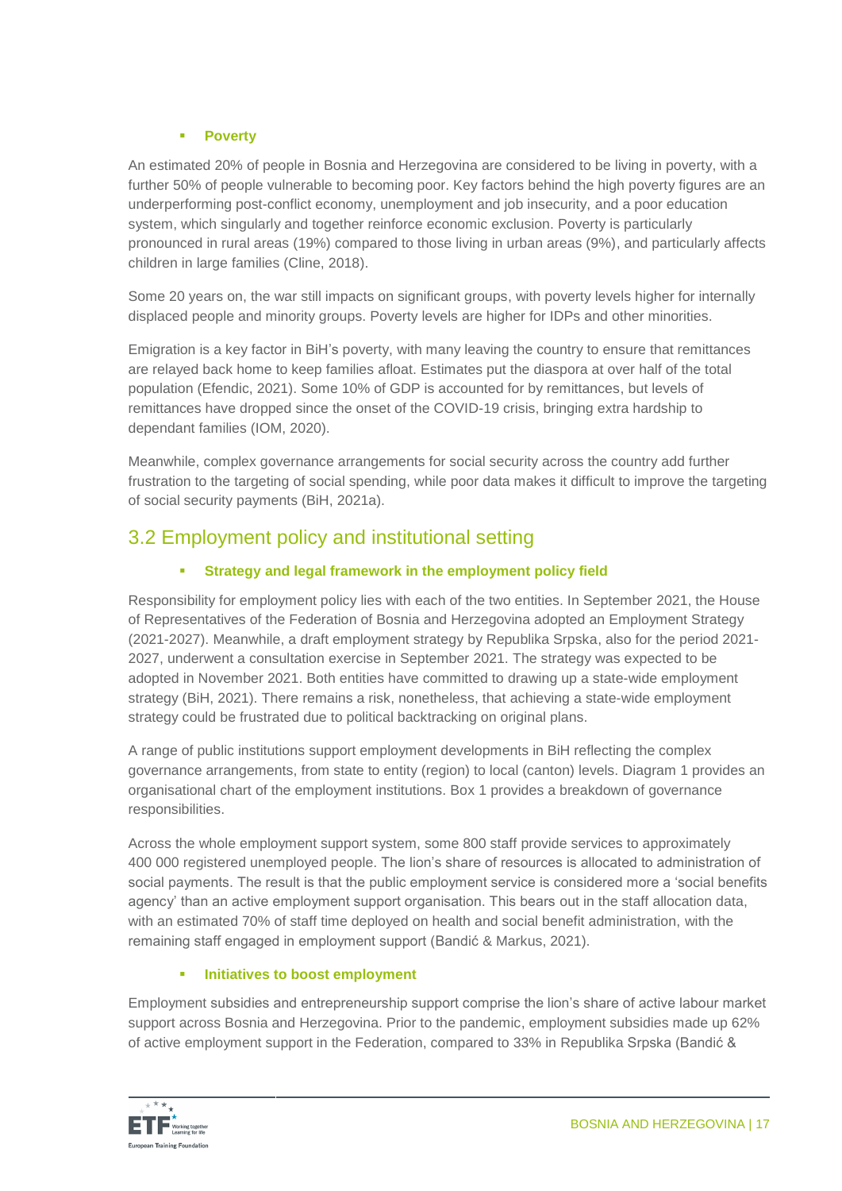- **Poverty**

An estimated 20% of people in Bosnia and Herzegovina are considered to be living in poverty, with a further 50% of people vulnerable to becoming poor. Key factors behind the high poverty figures are an underperforming post-conflict economy, unemployment and job insecurity, and a poor education system, which singularly and together reinforce economic exclusion. Poverty is particularly pronounced in rural areas (19%) compared to those living in urban areas (9%), and particularly affects children in large families (Cline, 2018).

Some 20 years on, the war still impacts on significant groups, with poverty levels higher for internally displaced people and minority groups. Poverty levels are higher for IDPs and other minorities.

Emigration is a key factor in BiH's poverty, with many leaving the country to ensure that remittances are relayed back home to keep families afloat. Estimates put the diaspora at over half of the total population (Efendic, 2021). Some 10% of GDP is accounted for by remittances, but levels of remittances have dropped since the onset of the COVID-19 crisis, bringing extra hardship to dependant families (IOM, 2020).

Meanwhile, complex governance arrangements for social security across the country add further frustration to the targeting of social spending, while poor data makes it difficult to improve the targeting of social security payments (BiH, 2021a).

## 3.2 Employment policy and institutional setting

- **Strategy and legal framework in the employment policy field**

Responsibility for employment policy lies with each of the two entities. In September 2021, the House of Representatives of the Federation of Bosnia and Herzegovina adopted an Employment Strategy (2021-2027). Meanwhile, a draft employment strategy by Republika Srpska, also for the period 2021-2027, underwent a consultation exercise in September 2021. The strategy was expected to be adopted in November 2021. Both entities have committed to drawing up a state-wide employment strategy (BiH, 2021). There remains a risk, nonetheless, that achieving a state-wide employment strategy could be frustrated due to political backtracking on original plans.

A range of public institutions support employment developments in BiH reflecting the complex governance arrangements, from state to entity (region) to local (canton) levels. Diagram 1 provides an organisational chart of the employment institutions. Box 1 provides a breakdown of governance responsibilities.

Across the whole employment support system, some 800 staff provide services to approximately 400 000 registered unemployed people. The lion's share of resources is allocated to administration of social payments. The result is that the public employment service is considered more a 'social benefits agency' than an active employment support organisation. This bears out in the staff allocation data, with an estimated 70% of staff time deployed on health and social benefit administration, with the remaining staff engaged in employment support (Bandić & Markus, 2021).

- **Initiatives to boost employment**

Employment subsidies and entrepreneurship support comprise the lion's share of active labour market support across Bosnia and Herzegovina. Prior to the pandemic, employment subsidies made up 62% of active employment support in the Federation, compared to 33% in Republika Srpska (Bandić &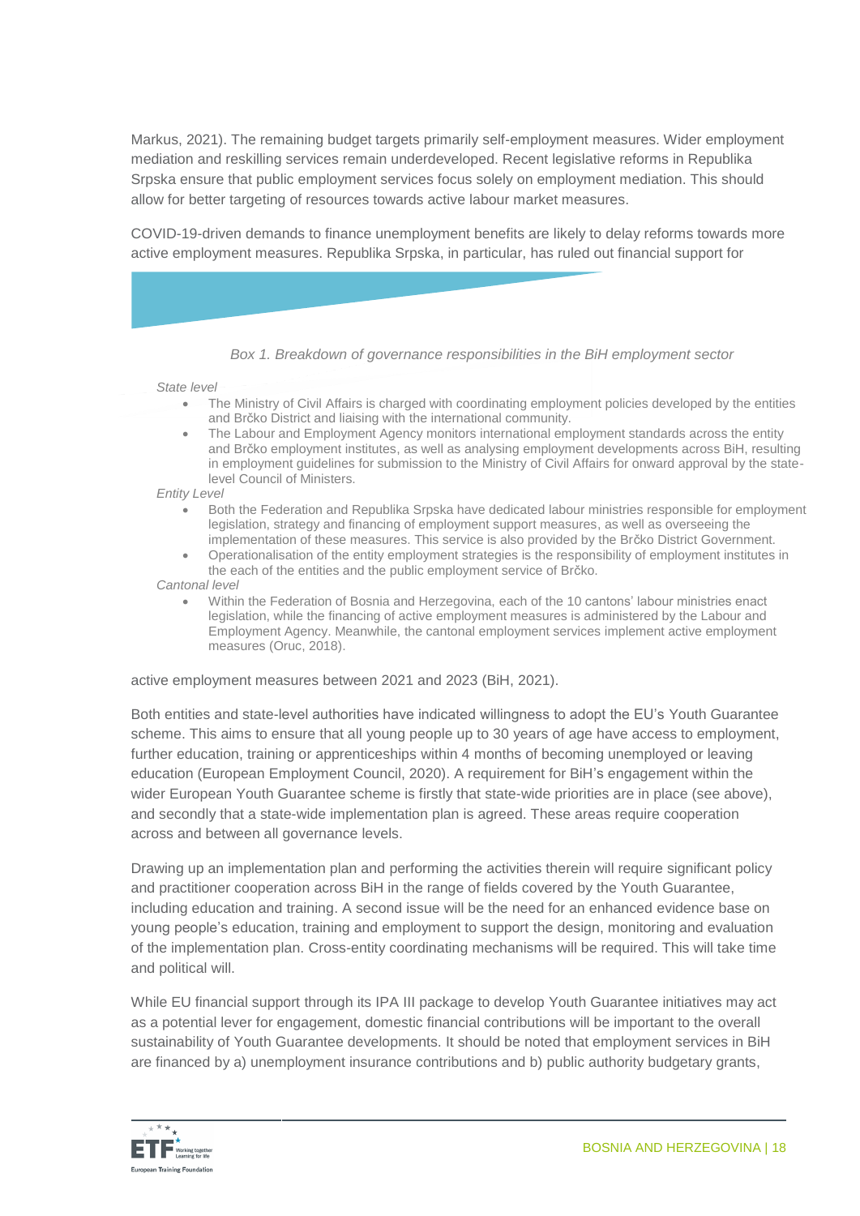Markus, 2021). The remaining budget targets primarily self-employment measures. Wider employment mediation and reskilling services remain underdeveloped. Recent legislative reforms in Republika Srpska ensure that public employment services focus solely on employment mediation. This should allow for better targeting of resources towards active labour market measures.

COVID-19-driven demands to finance unemployment benefits are likely to delay reforms towards more active employment measures. Republika Srpska, in particular, has ruled out financial support for active employment measures between 2021 and 2023 (BiH, 2021).

> *Box 1. Breakdown of governance responsibilities in the BiH employment sector*
>
> *State level*
>
> - The Ministry of Civil Affairs is charged with coordinating employment policies developed by the entities and Brčko District and liaising with the international community.
> - The Labour and Employment Agency monitors international employment standards across the entity and Brčko employment institutes, as well as analysing employment developments across BiH, resulting in employment guidelines for submission to the Ministry of Civil Affairs for onward approval by the state-level Council of Ministers.
>
> *Entity Level*
>
> - Both the Federation and Republika Srpska have dedicated labour ministries responsible for employment legislation, strategy and financing of employment support measures, as well as overseeing the implementation of these measures. This service is also provided by the Brčko District Government.
> - Operationalisation of the entity employment strategies is the responsibility of employment institutes in the each of the entities and the public employment service of Brčko.
>
> *Cantonal level*
>
> - Within the Federation of Bosnia and Herzegovina, each of the 10 cantons' labour ministries enact legislation, while the financing of active employment measures is administered by the Labour and Employment Agency. Meanwhile, the cantonal employment services implement active employment measures (Oruc, 2018).

Both entities and state-level authorities have indicated willingness to adopt the EU's Youth Guarantee scheme. This aims to ensure that all young people up to 30 years of age have access to employment, further education, training or apprenticeships within 4 months of becoming unemployed or leaving education (European Employment Council, 2020). A requirement for BiH's engagement within the wider European Youth Guarantee scheme is firstly that state-wide priorities are in place (see above), and secondly that a state-wide implementation plan is agreed. These areas require cooperation across and between all governance levels.

Drawing up an implementation plan and performing the activities therein will require significant policy and practitioner cooperation across BiH in the range of fields covered by the Youth Guarantee, including education and training. A second issue will be the need for an enhanced evidence base on young people's education, training and employment to support the design, monitoring and evaluation of the implementation plan. Cross-entity coordinating mechanisms will be required. This will take time and political will.

While EU financial support through its IPA III package to develop Youth Guarantee initiatives may act as a potential lever for engagement, domestic financial contributions will be important to the overall sustainability of Youth Guarantee developments. It should be noted that employment services in BiH are financed by a) unemployment insurance contributions and b) public authority budgetary grants,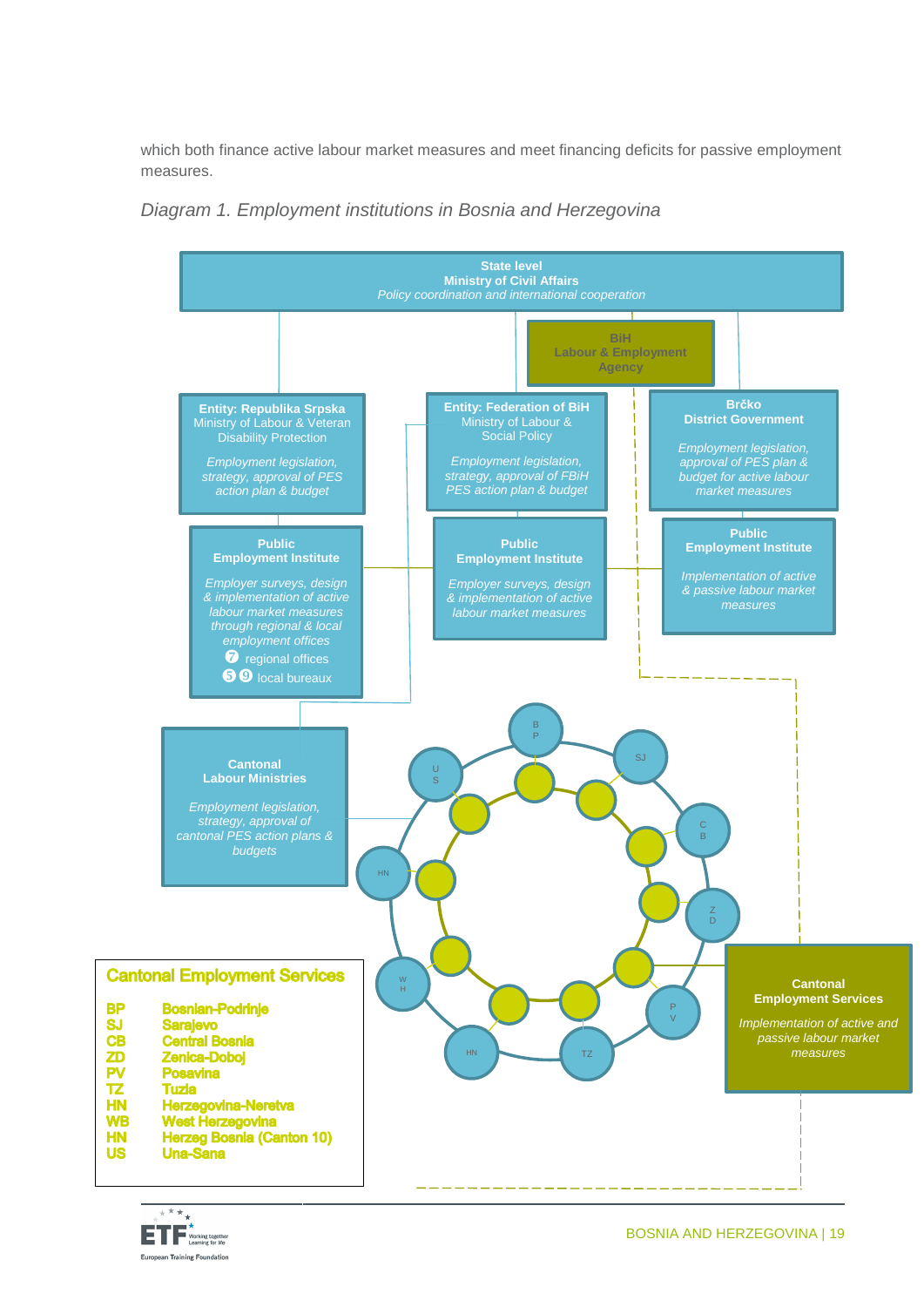which both finance active labour market measures and meet financing deficits for passive employment measures.

*Diagram 1. Employment institutions in Bosnia and Herzegovina*

**State level**
**Ministry of Civil Affairs**
*Policy coordination and international cooperation*

**BiH**
**Labour & Employment Agency**

**Entity: Republika Srpska**
Ministry of Labour & Veteran Disability Protection
*Employment legislation, strategy, approval of PES action plan & budget*

**Entity: Federation of BiH**
Ministry of Labour & Social Policy
*Employment legislation, strategy, approval of FBiH PES action plan & budget*

**Brčko**
**District Government**
*Employment legislation, approval of PES plan & budget for active labour market measures*

**Public Employment Institute**
*Employer surveys, design & implementation of active labour market measures through regional & local employment offices*
7 regional offices
59 local bureaux

**Public Employment Institute**
*Employer surveys, design & implementation of active labour market measures*

**Public Employment Institute**
*Implementation of active & passive labour market measures*

**Cantonal Labour Ministries**
*Employment legislation, strategy, approval of cantonal PES action plans & budgets*

**Cantonal Employment Services**
*Implementation of active and passive labour market measures*

**Cantonal Employment Services**

| | |
|---|---|
| BP | Bosnian-Podrinje |
| SJ | Sarajevo |
| CB | Central Bosnia |
| ZD | Zenica-Doboj |
| PV | Posavina |
| TZ | Tuzla |
| HN | Herzegovina-Neretva |
| WB | West Herzegovina |
| HN | Herzeg Bosnia (Canton 10) |
| US | Una-Sana |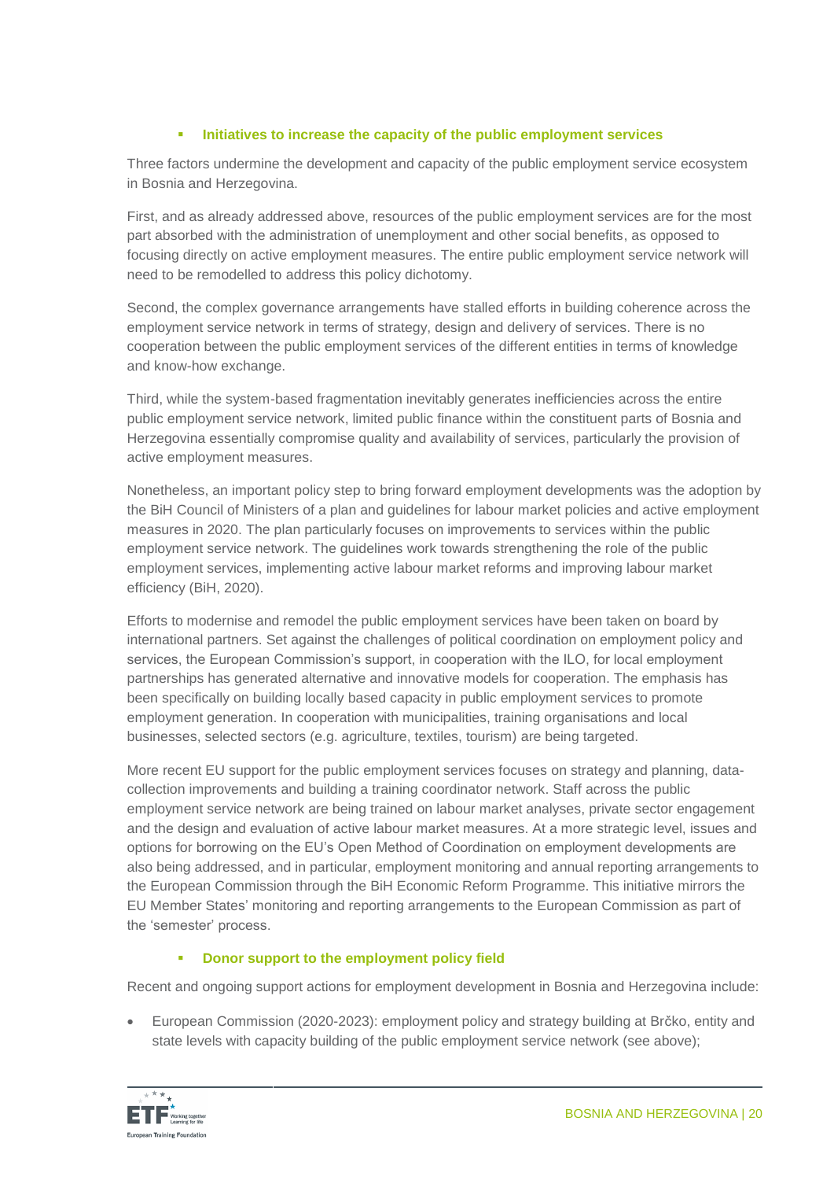- **Initiatives to increase the capacity of the public employment services**

Three factors undermine the development and capacity of the public employment service ecosystem in Bosnia and Herzegovina.

First, and as already addressed above, resources of the public employment services are for the most part absorbed with the administration of unemployment and other social benefits, as opposed to focusing directly on active employment measures. The entire public employment service network will need to be remodelled to address this policy dichotomy.

Second, the complex governance arrangements have stalled efforts in building coherence across the employment service network in terms of strategy, design and delivery of services. There is no cooperation between the public employment services of the different entities in terms of knowledge and know-how exchange.

Third, while the system-based fragmentation inevitably generates inefficiencies across the entire public employment service network, limited public finance within the constituent parts of Bosnia and Herzegovina essentially compromise quality and availability of services, particularly the provision of active employment measures.

Nonetheless, an important policy step to bring forward employment developments was the adoption by the BiH Council of Ministers of a plan and guidelines for labour market policies and active employment measures in 2020. The plan particularly focuses on improvements to services within the public employment service network. The guidelines work towards strengthening the role of the public employment services, implementing active labour market reforms and improving labour market efficiency (BiH, 2020).

Efforts to modernise and remodel the public employment services have been taken on board by international partners. Set against the challenges of political coordination on employment policy and services, the European Commission's support, in cooperation with the ILO, for local employment partnerships has generated alternative and innovative models for cooperation. The emphasis has been specifically on building locally based capacity in public employment services to promote employment generation. In cooperation with municipalities, training organisations and local businesses, selected sectors (e.g. agriculture, textiles, tourism) are being targeted.

More recent EU support for the public employment services focuses on strategy and planning, data-collection improvements and building a training coordinator network. Staff across the public employment service network are being trained on labour market analyses, private sector engagement and the design and evaluation of active labour market measures. At a more strategic level, issues and options for borrowing on the EU's Open Method of Coordination on employment developments are also being addressed, and in particular, employment monitoring and annual reporting arrangements to the European Commission through the BiH Economic Reform Programme. This initiative mirrors the EU Member States' monitoring and reporting arrangements to the European Commission as part of the 'semester' process.

- **Donor support to the employment policy field**

Recent and ongoing support actions for employment development in Bosnia and Herzegovina include:

- European Commission (2020-2023): employment policy and strategy building at Brčko, entity and state levels with capacity building of the public employment service network (see above);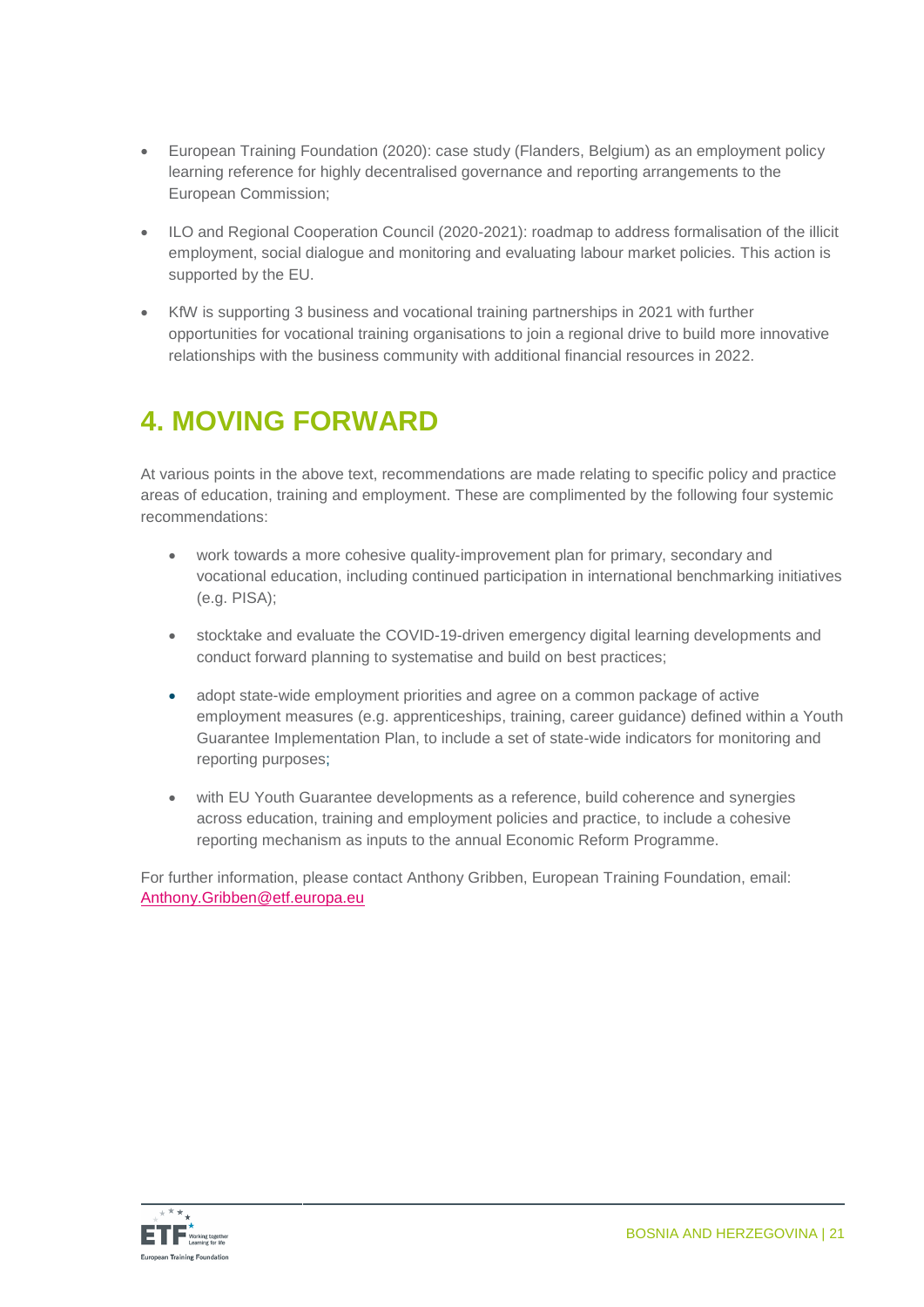- European Training Foundation (2020): case study (Flanders, Belgium) as an employment policy learning reference for highly decentralised governance and reporting arrangements to the European Commission;
- ILO and Regional Cooperation Council (2020-2021): roadmap to address formalisation of the illicit employment, social dialogue and monitoring and evaluating labour market policies. This action is supported by the EU.
- KfW is supporting 3 business and vocational training partnerships in 2021 with further opportunities for vocational training organisations to join a regional drive to build more innovative relationships with the business community with additional financial resources in 2022.

# 4. MOVING FORWARD

At various points in the above text, recommendations are made relating to specific policy and practice areas of education, training and employment. These are complimented by the following four systemic recommendations:

- work towards a more cohesive quality-improvement plan for primary, secondary and vocational education, including continued participation in international benchmarking initiatives (e.g. PISA);
- stocktake and evaluate the COVID-19-driven emergency digital learning developments and conduct forward planning to systematise and build on best practices;
- adopt state-wide employment priorities and agree on a common package of active employment measures (e.g. apprenticeships, training, career guidance) defined within a Youth Guarantee Implementation Plan, to include a set of state-wide indicators for monitoring and reporting purposes;
- with EU Youth Guarantee developments as a reference, build coherence and synergies across education, training and employment policies and practice, to include a cohesive reporting mechanism as inputs to the annual Economic Reform Programme.

For further information, please contact Anthony Gribben, European Training Foundation, email: Anthony.Gribben@etf.europa.eu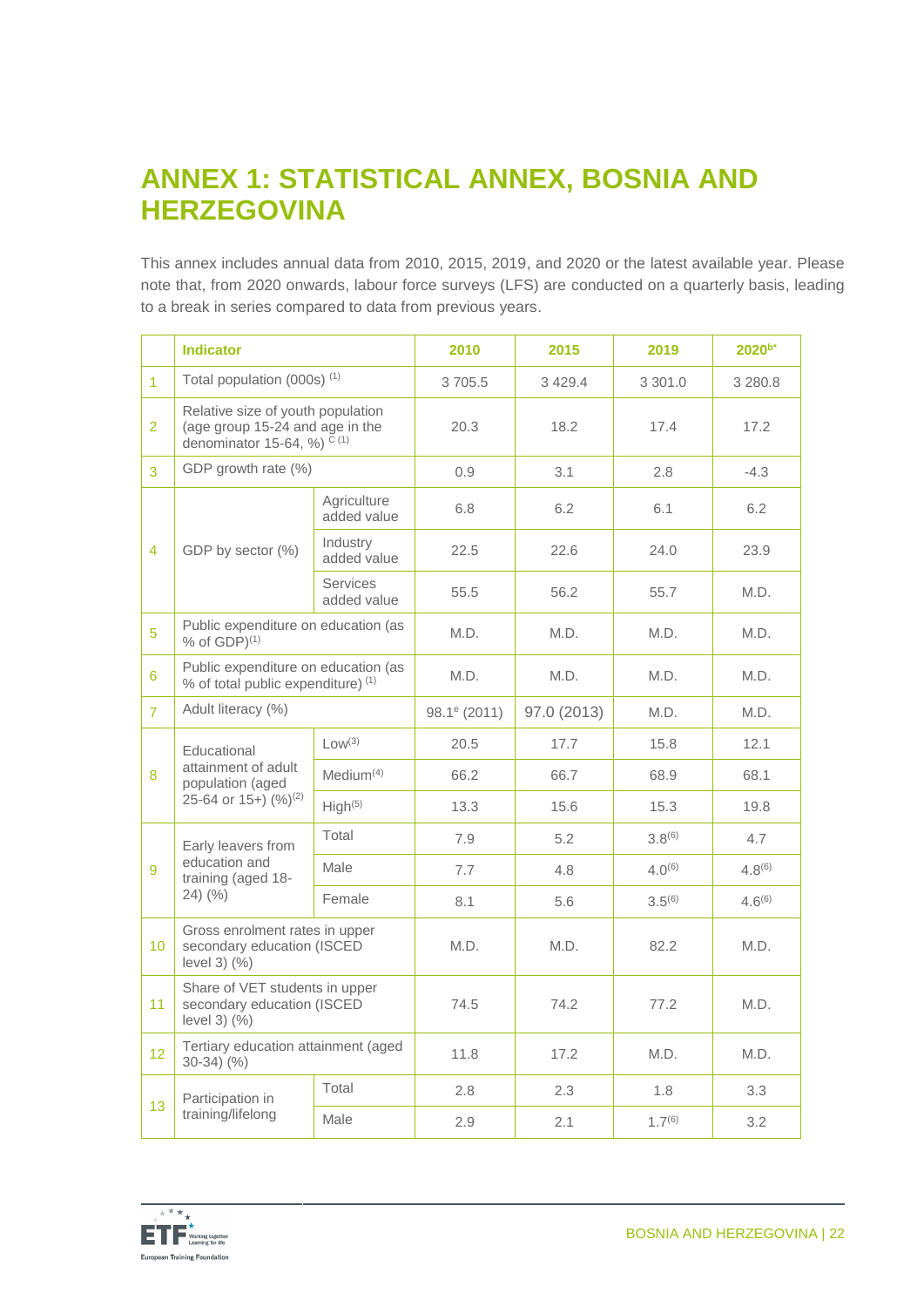# ANNEX 1: STATISTICAL ANNEX, BOSNIA AND HERZEGOVINA

This annex includes annual data from 2010, 2015, 2019, and 2020 or the latest available year. Please note that, from 2020 onwards, labour force surveys (LFS) are conducted on a quarterly basis, leading to a break in series compared to data from previous years.

| | Indicator | | 2010 | 2015 | 2019 | 2020[b*] |
|---|---|---|---|---|---|---|
| 1 | Total population (000s) [1] | | 3 705.5 | 3 429.4 | 3 301.0 | 3 280.8 |
| 2 | Relative size of youth population (age group 15-24 and age in the denominator 15-64, %) [C (1)] | | 20.3 | 18.2 | 17.4 | 17.2 |
| 3 | GDP growth rate (%) | | 0.9 | 3.1 | 2.8 | -4.3 |
| 4 | GDP by sector (%) | Agriculture added value | 6.8 | 6.2 | 6.1 | 6.2 |
| | | Industry added value | 22.5 | 22.6 | 24.0 | 23.9 |
| | | Services added value | 55.5 | 56.2 | 55.7 | M.D. |
| 5 | Public expenditure on education (as % of GDP)[1] | | M.D. | M.D. | M.D. | M.D. |
| 6 | Public expenditure on education (as % of total public expenditure) [1] | | M.D. | M.D. | M.D. | M.D. |
| 7 | Adult literacy (%) | | 98.1[e] (2011) | 97.0 (2013) | M.D. | M.D. |
| 8 | Educational attainment of adult population (aged 25-64 or 15+) (%)[2] | Low[3] | 20.5 | 17.7 | 15.8 | 12.1 |
| | | Medium[4] | 66.2 | 66.7 | 68.9 | 68.1 |
| | | High[5] | 13.3 | 15.6 | 15.3 | 19.8 |
| 9 | Early leavers from education and training (aged 18-24) (%) | Total | 7.9 | 5.2 | 3.8[6] | 4.7 |
| | | Male | 7.7 | 4.8 | 4.0[6] | 4.8[6] |
| | | Female | 8.1 | 5.6 | 3.5[6] | 4.6[6] |
| 10 | Gross enrolment rates in upper secondary education (ISCED level 3) (%) | | M.D. | M.D. | 82.2 | M.D. |
| 11 | Share of VET students in upper secondary education (ISCED level 3) (%) | | 74.5 | 74.2 | 77.2 | M.D. |
| 12 | Tertiary education attainment (aged 30-34) (%) | | 11.8 | 17.2 | M.D. | M.D. |
| 13 | Participation in training/lifelong | Total | 2.8 | 2.3 | 1.8 | 3.3 |
| | | Male | 2.9 | 2.1 | 1.7[6] | 3.2 |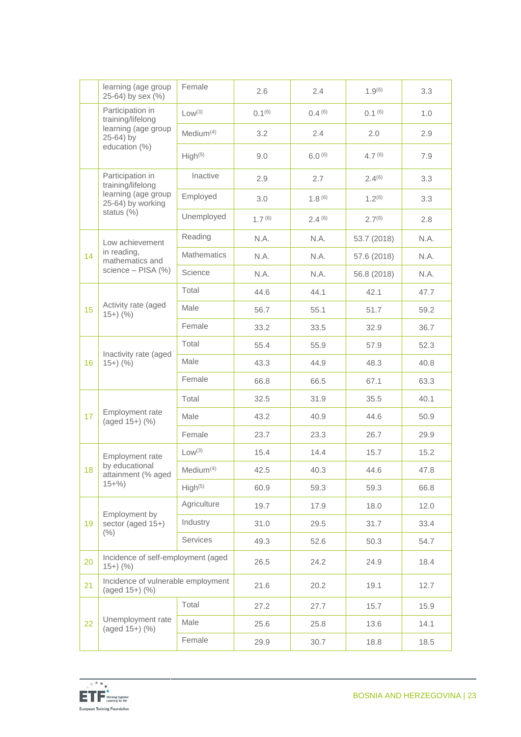| | | | | | | |
|---|---|---|---|---|---|---|
| | learning (age group 25-64) by sex (%) | Female | 2.6 | 2.4 | 1.9(6) | 3.3 |
| | Participation in training/lifelong learning (age group 25-64) by education (%) | Low(3) | 0.1(6) | 0.4 (6) | 0.1 (6) | 1.0 |
| | | Medium(4) | 3.2 | 2.4 | 2.0 | 2.9 |
| | | High(5) | 9.0 | 6.0 (6) | 4.7 (6) | 7.9 |
| | Participation in training/lifelong learning (age group 25-64) by working status (%) | Inactive | 2.9 | 2.7 | 2.4(6) | 3.3 |
| | | Employed | 3.0 | 1.8 (6) | 1.2(6) | 3.3 |
| | | Unemployed | 1.7 (6) | 2.4 (6) | 2.7(6) | 2.8 |
| 14 | Low achievement in reading, mathematics and science – PISA (%) | Reading | N.A. | N.A. | 53.7 (2018) | N.A. |
| | | Mathematics | N.A. | N.A. | 57.6 (2018) | N.A. |
| | | Science | N.A. | N.A. | 56.8 (2018) | N.A. |
| 15 | Activity rate (aged 15+) (%) | Total | 44.6 | 44.1 | 42.1 | 47.7 |
| | | Male | 56.7 | 55.1 | 51.7 | 59.2 |
| | | Female | 33.2 | 33.5 | 32.9 | 36.7 |
| 16 | Inactivity rate (aged 15+) (%) | Total | 55.4 | 55.9 | 57.9 | 52.3 |
| | | Male | 43.3 | 44.9 | 48.3 | 40.8 |
| | | Female | 66.8 | 66.5 | 67.1 | 63.3 |
| 17 | Employment rate (aged 15+) (%) | Total | 32.5 | 31.9 | 35.5 | 40.1 |
| | | Male | 43.2 | 40.9 | 44.6 | 50.9 |
| | | Female | 23.7 | 23.3 | 26.7 | 29.9 |
| 18 | Employment rate by educational attainment (% aged 15+%) | Low(3) | 15.4 | 14.4 | 15.7 | 15.2 |
| | | Medium(4) | 42.5 | 40.3 | 44.6 | 47.8 |
| | | High(5) | 60.9 | 59.3 | 59.3 | 66.8 |
| 19 | Employment by sector (aged 15+) (%) | Agriculture | 19.7 | 17.9 | 18.0 | 12.0 |
| | | Industry | 31.0 | 29.5 | 31.7 | 33.4 |
| | | Services | 49.3 | 52.6 | 50.3 | 54.7 |
| 20 | Incidence of self-employment (aged 15+) (%) | | 26.5 | 24.2 | 24.9 | 18.4 |
| 21 | Incidence of vulnerable employment (aged 15+) (%) | | 21.6 | 20.2 | 19.1 | 12.7 |
| 22 | Unemployment rate (aged 15+) (%) | Total | 27.2 | 27.7 | 15.7 | 15.9 |
| | | Male | 25.6 | 25.8 | 13.6 | 14.1 |
| | | Female | 29.9 | 30.7 | 18.8 | 18.5 |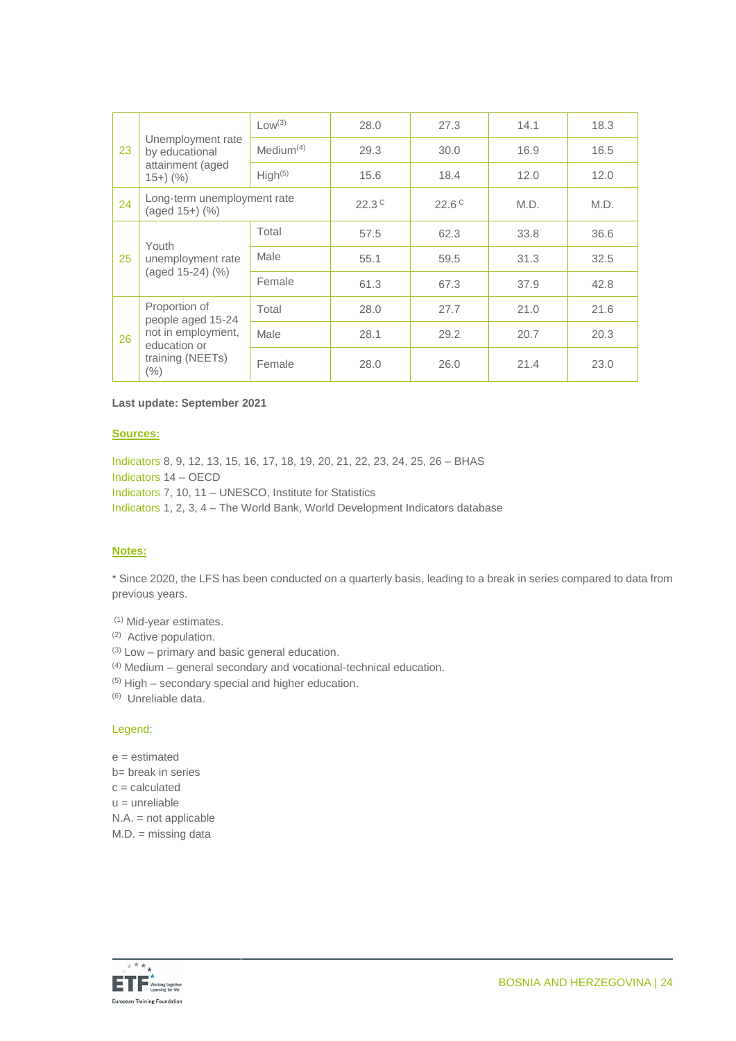| | | | | | | |
|---|---|---|---|---|---|---|
| 23 | Unemployment rate by educational attainment (aged 15+) (%) | Low(3) | 28.0 | 27.3 | 14.1 | 18.3 |
| | | Medium(4) | 29.3 | 30.0 | 16.9 | 16.5 |
| | | High(5) | 15.6 | 18.4 | 12.0 | 12.0 |
| 24 | Long-term unemployment rate (aged 15+) (%) | | 22.3 C | 22.6 C | M.D. | M.D. |
| 25 | Youth unemployment rate (aged 15-24) (%) | Total | 57.5 | 62.3 | 33.8 | 36.6 |
| | | Male | 55.1 | 59.5 | 31.3 | 32.5 |
| | | Female | 61.3 | 67.3 | 37.9 | 42.8 |
| 26 | Proportion of people aged 15-24 not in employment, education or training (NEETs) (%) | Total | 28.0 | 27.7 | 21.0 | 21.6 |
| | | Male | 28.1 | 29.2 | 20.7 | 20.3 |
| | | Female | 28.0 | 26.0 | 21.4 | 23.0 |

**Last update: September 2021**

**Sources:**

Indicators 8, 9, 12, 13, 15, 16, 17, 18, 19, 20, 21, 22, 23, 24, 25, 26 – BHAS
Indicators 14 – OECD
Indicators 7, 10, 11 – UNESCO, Institute for Statistics
Indicators 1, 2, 3, 4 – The World Bank, World Development Indicators database

**Notes:**

* Since 2020, the LFS has been conducted on a quarterly basis, leading to a break in series compared to data from previous years.

(1) Mid-year estimates.
(2) Active population.
(3) Low – primary and basic general education.
(4) Medium – general secondary and vocational-technical education.
(5) High – secondary special and higher education.
(6) Unreliable data.

Legend:

e = estimated
b= break in series
c = calculated
u = unreliable
N.A. = not applicable
M.D. = missing data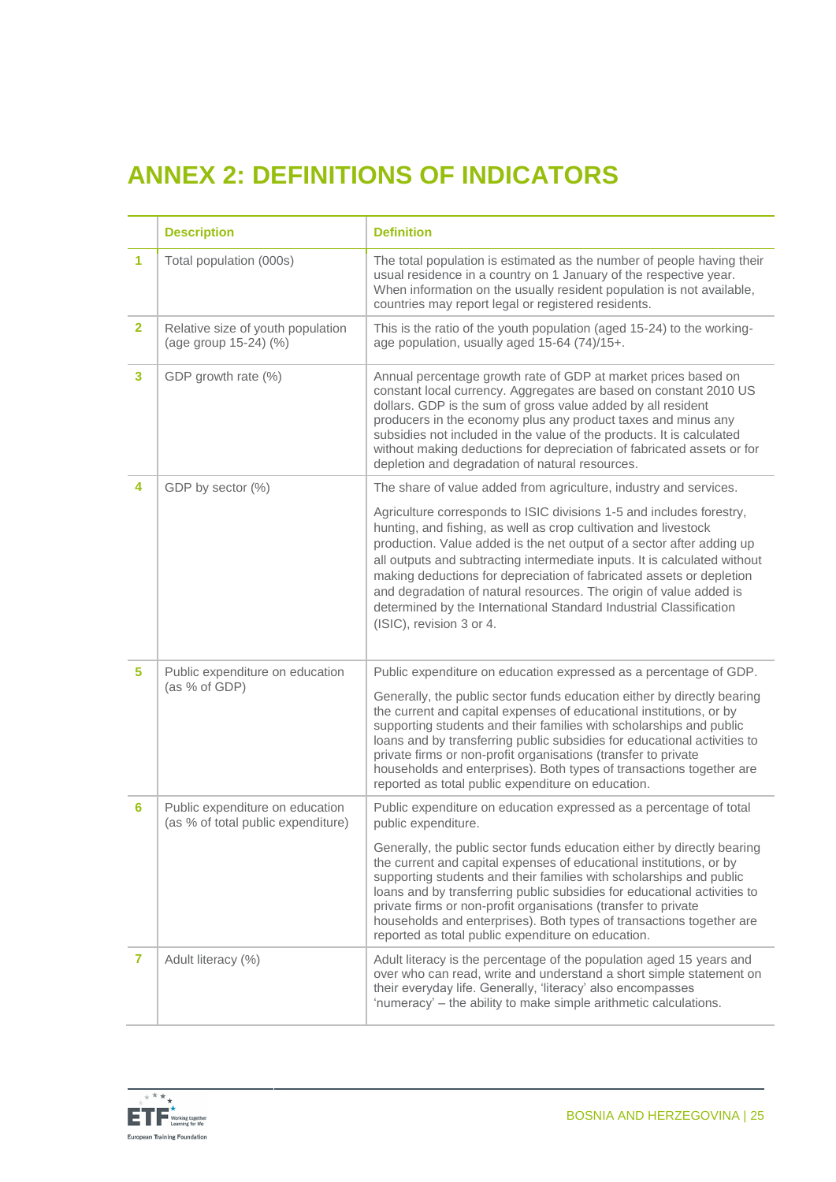# ANNEX 2: DEFINITIONS OF INDICATORS

| | Description | Definition |
|---|---|---|
| 1 | Total population (000s) | The total population is estimated as the number of people having their usual residence in a country on 1 January of the respective year. When information on the usually resident population is not available, countries may report legal or registered residents. |
| 2 | Relative size of youth population (age group 15-24) (%) | This is the ratio of the youth population (aged 15-24) to the working-age population, usually aged 15-64 (74)/15+. |
| 3 | GDP growth rate (%) | Annual percentage growth rate of GDP at market prices based on constant local currency. Aggregates are based on constant 2010 US dollars. GDP is the sum of gross value added by all resident producers in the economy plus any product taxes and minus any subsidies not included in the value of the products. It is calculated without making deductions for depreciation of fabricated assets or for depletion and degradation of natural resources. |
| 4 | GDP by sector (%) | The share of value added from agriculture, industry and services.<br><br>Agriculture corresponds to ISIC divisions 1-5 and includes forestry, hunting, and fishing, as well as crop cultivation and livestock production. Value added is the net output of a sector after adding up all outputs and subtracting intermediate inputs. It is calculated without making deductions for depreciation of fabricated assets or depletion and degradation of natural resources. The origin of value added is determined by the International Standard Industrial Classification (ISIC), revision 3 or 4. |
| 5 | Public expenditure on education (as % of GDP) | Public expenditure on education expressed as a percentage of GDP.<br><br>Generally, the public sector funds education either by directly bearing the current and capital expenses of educational institutions, or by supporting students and their families with scholarships and public loans and by transferring public subsidies for educational activities to private firms or non-profit organisations (transfer to private households and enterprises). Both types of transactions together are reported as total public expenditure on education. |
| 6 | Public expenditure on education (as % of total public expenditure) | Public expenditure on education expressed as a percentage of total public expenditure.<br><br>Generally, the public sector funds education either by directly bearing the current and capital expenses of educational institutions, or by supporting students and their families with scholarships and public loans and by transferring public subsidies for educational activities to private firms or non-profit organisations (transfer to private households and enterprises). Both types of transactions together are reported as total public expenditure on education. |
| 7 | Adult literacy (%) | Adult literacy is the percentage of the population aged 15 years and over who can read, write and understand a short simple statement on their everyday life. Generally, 'literacy' also encompasses 'numeracy' – the ability to make simple arithmetic calculations. |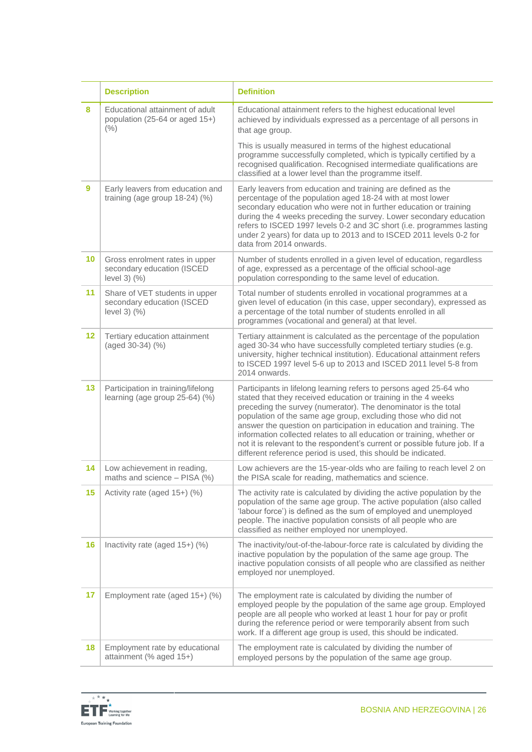| | Description | Definition |
|---|---|---|
| 8 | Educational attainment of adult population (25-64 or aged 15+) (%) | Educational attainment refers to the highest educational level achieved by individuals expressed as a percentage of all persons in that age group.<br><br>This is usually measured in terms of the highest educational programme successfully completed, which is typically certified by a recognised qualification. Recognised intermediate qualifications are classified at a lower level than the programme itself. |
| 9 | Early leavers from education and training (age group 18-24) (%) | Early leavers from education and training are defined as the percentage of the population aged 18-24 with at most lower secondary education who were not in further education or training during the 4 weeks preceding the survey. Lower secondary education refers to ISCED 1997 levels 0-2 and 3C short (i.e. programmes lasting under 2 years) for data up to 2013 and to ISCED 2011 levels 0-2 for data from 2014 onwards. |
| 10 | Gross enrolment rates in upper secondary education (ISCED level 3) (%) | Number of students enrolled in a given level of education, regardless of age, expressed as a percentage of the official school-age population corresponding to the same level of education. |
| 11 | Share of VET students in upper secondary education (ISCED level 3) (%) | Total number of students enrolled in vocational programmes at a given level of education (in this case, upper secondary), expressed as a percentage of the total number of students enrolled in all programmes (vocational and general) at that level. |
| 12 | Tertiary education attainment (aged 30-34) (%) | Tertiary attainment is calculated as the percentage of the population aged 30-34 who have successfully completed tertiary studies (e.g. university, higher technical institution). Educational attainment refers to ISCED 1997 level 5-6 up to 2013 and ISCED 2011 level 5-8 from 2014 onwards. |
| 13 | Participation in training/lifelong learning (age group 25-64) (%) | Participants in lifelong learning refers to persons aged 25-64 who stated that they received education or training in the 4 weeks preceding the survey (numerator). The denominator is the total population of the same age group, excluding those who did not answer the question on participation in education and training. The information collected relates to all education or training, whether or not it is relevant to the respondent's current or possible future job. If a different reference period is used, this should be indicated. |
| 14 | Low achievement in reading, maths and science – PISA (%) | Low achievers are the 15-year-olds who are failing to reach level 2 on the PISA scale for reading, mathematics and science. |
| 15 | Activity rate (aged 15+) (%) | The activity rate is calculated by dividing the active population by the population of the same age group. The active population (also called 'labour force') is defined as the sum of employed and unemployed people. The inactive population consists of all people who are classified as neither employed nor unemployed. |
| 16 | Inactivity rate (aged 15+) (%) | The inactivity/out-of-the-labour-force rate is calculated by dividing the inactive population by the population of the same age group. The inactive population consists of all people who are classified as neither employed nor unemployed. |
| 17 | Employment rate (aged 15+) (%) | The employment rate is calculated by dividing the number of employed people by the population of the same age group. Employed people are all people who worked at least 1 hour for pay or profit during the reference period or were temporarily absent from such work. If a different age group is used, this should be indicated. |
| 18 | Employment rate by educational attainment (% aged 15+) | The employment rate is calculated by dividing the number of employed persons by the population of the same age group. |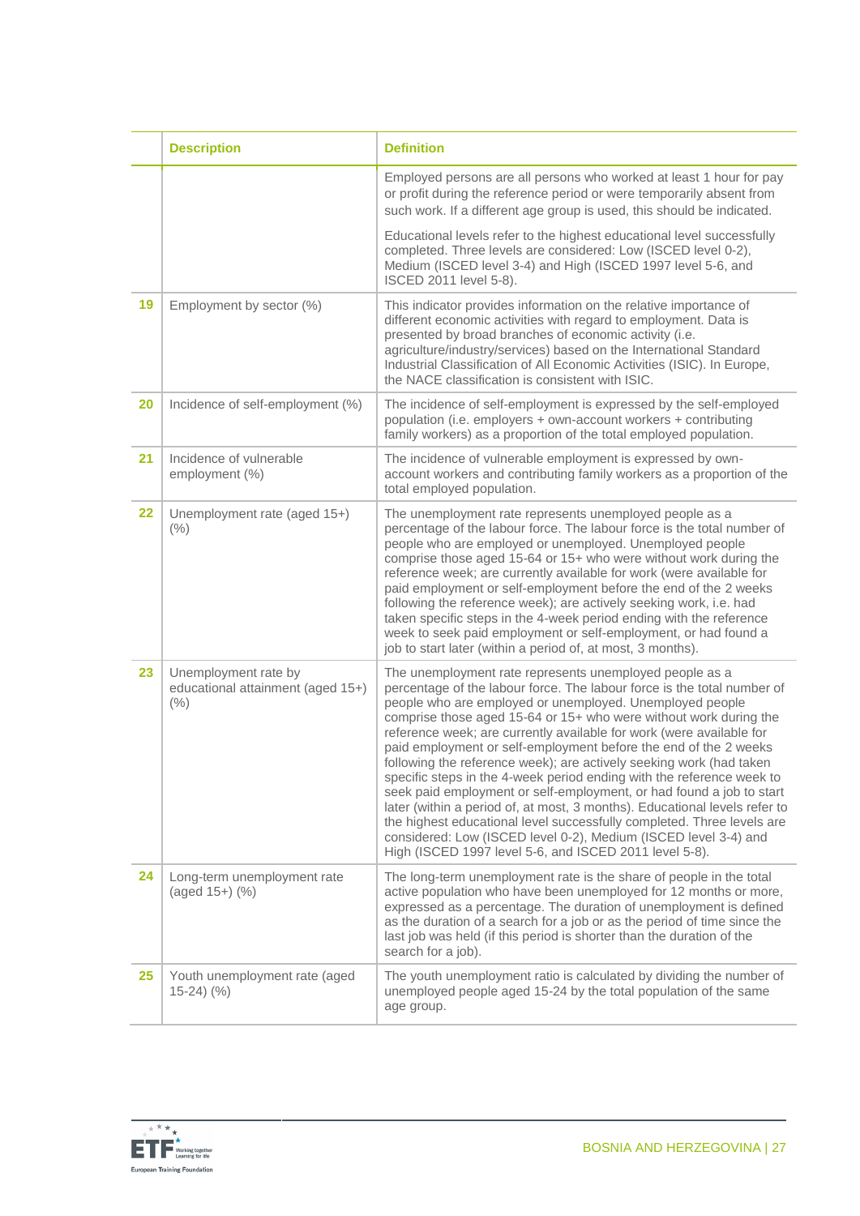| | Description | Definition |
|---|---|---|
| | | Employed persons are all persons who worked at least 1 hour for pay or profit during the reference period or were temporarily absent from such work. If a different age group is used, this should be indicated.<br><br>Educational levels refer to the highest educational level successfully completed. Three levels are considered: Low (ISCED level 0-2), Medium (ISCED level 3-4) and High (ISCED 1997 level 5-6, and ISCED 2011 level 5-8). |
| 19 | Employment by sector (%) | This indicator provides information on the relative importance of different economic activities with regard to employment. Data is presented by broad branches of economic activity (i.e. agriculture/industry/services) based on the International Standard Industrial Classification of All Economic Activities (ISIC). In Europe, the NACE classification is consistent with ISIC. |
| 20 | Incidence of self-employment (%) | The incidence of self-employment is expressed by the self-employed population (i.e. employers + own-account workers + contributing family workers) as a proportion of the total employed population. |
| 21 | Incidence of vulnerable employment (%) | The incidence of vulnerable employment is expressed by own-account workers and contributing family workers as a proportion of the total employed population. |
| 22 | Unemployment rate (aged 15+) (%) | The unemployment rate represents unemployed people as a percentage of the labour force. The labour force is the total number of people who are employed or unemployed. Unemployed people comprise those aged 15-64 or 15+ who were without work during the reference week; are currently available for work (were available for paid employment or self-employment before the end of the 2 weeks following the reference week); are actively seeking work, i.e. had taken specific steps in the 4-week period ending with the reference week to seek paid employment or self-employment, or had found a job to start later (within a period of, at most, 3 months). |
| 23 | Unemployment rate by educational attainment (aged 15+) (%) | The unemployment rate represents unemployed people as a percentage of the labour force. The labour force is the total number of people who are employed or unemployed. Unemployed people comprise those aged 15-64 or 15+ who were without work during the reference week; are currently available for work (were available for paid employment or self-employment before the end of the 2 weeks following the reference week); are actively seeking work (had taken specific steps in the 4-week period ending with the reference week to seek paid employment or self-employment, or had found a job to start later (within a period of, at most, 3 months). Educational levels refer to the highest educational level successfully completed. Three levels are considered: Low (ISCED level 0-2), Medium (ISCED level 3-4) and High (ISCED 1997 level 5-6, and ISCED 2011 level 5-8). |
| 24 | Long-term unemployment rate (aged 15+) (%) | The long-term unemployment rate is the share of people in the total active population who have been unemployed for 12 months or more, expressed as a percentage. The duration of unemployment is defined as the duration of a search for a job or as the period of time since the last job was held (if this period is shorter than the duration of the search for a job). |
| 25 | Youth unemployment rate (aged 15-24) (%) | The youth unemployment ratio is calculated by dividing the number of unemployed people aged 15-24 by the total population of the same age group. |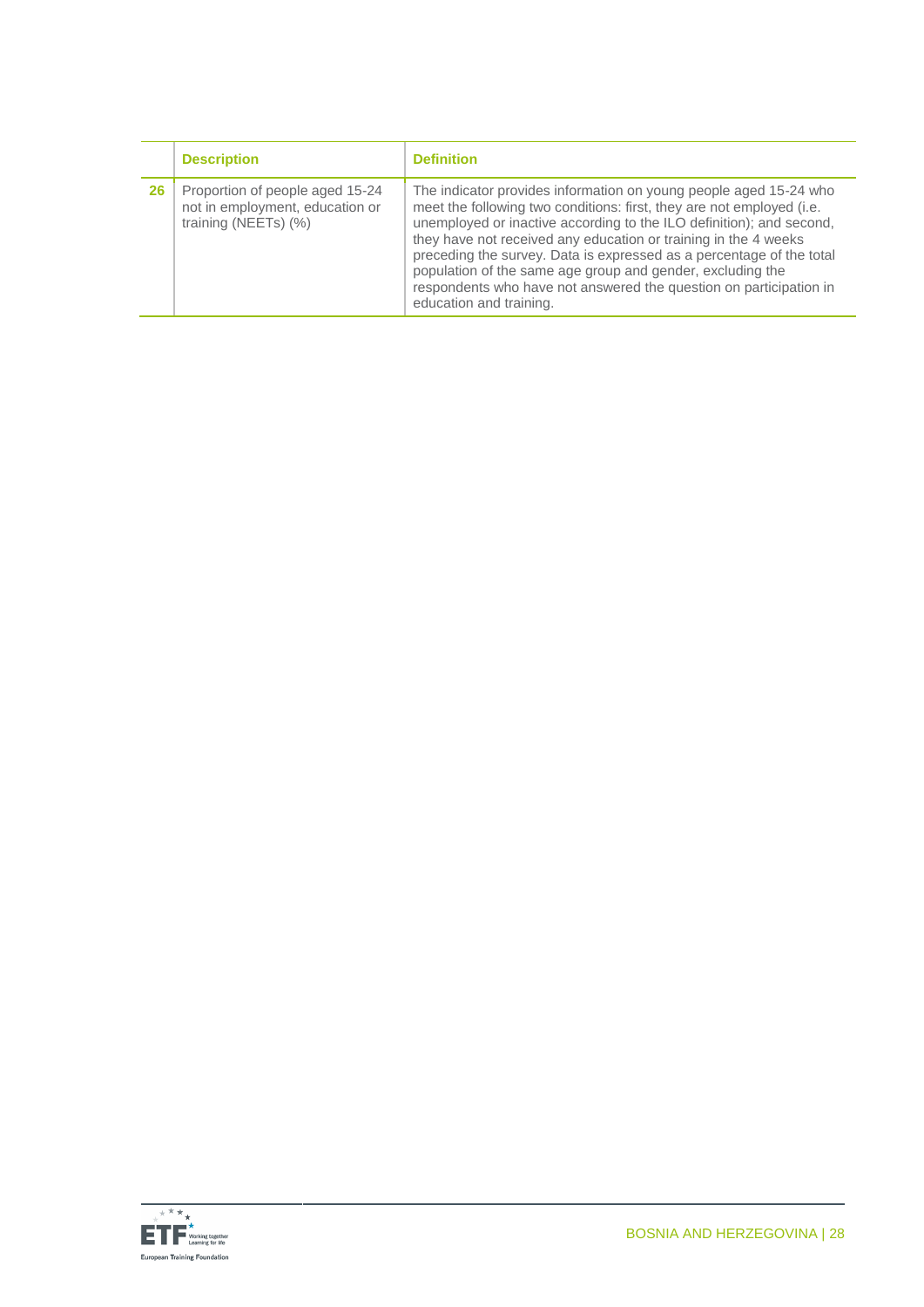| | Description | Definition |
|---|---|---|
| 26 | Proportion of people aged 15-24 not in employment, education or training (NEETs) (%) | The indicator provides information on young people aged 15-24 who meet the following two conditions: first, they are not employed (i.e. unemployed or inactive according to the ILO definition); and second, they have not received any education or training in the 4 weeks preceding the survey. Data is expressed as a percentage of the total population of the same age group and gender, excluding the respondents who have not answered the question on participation in education and training. |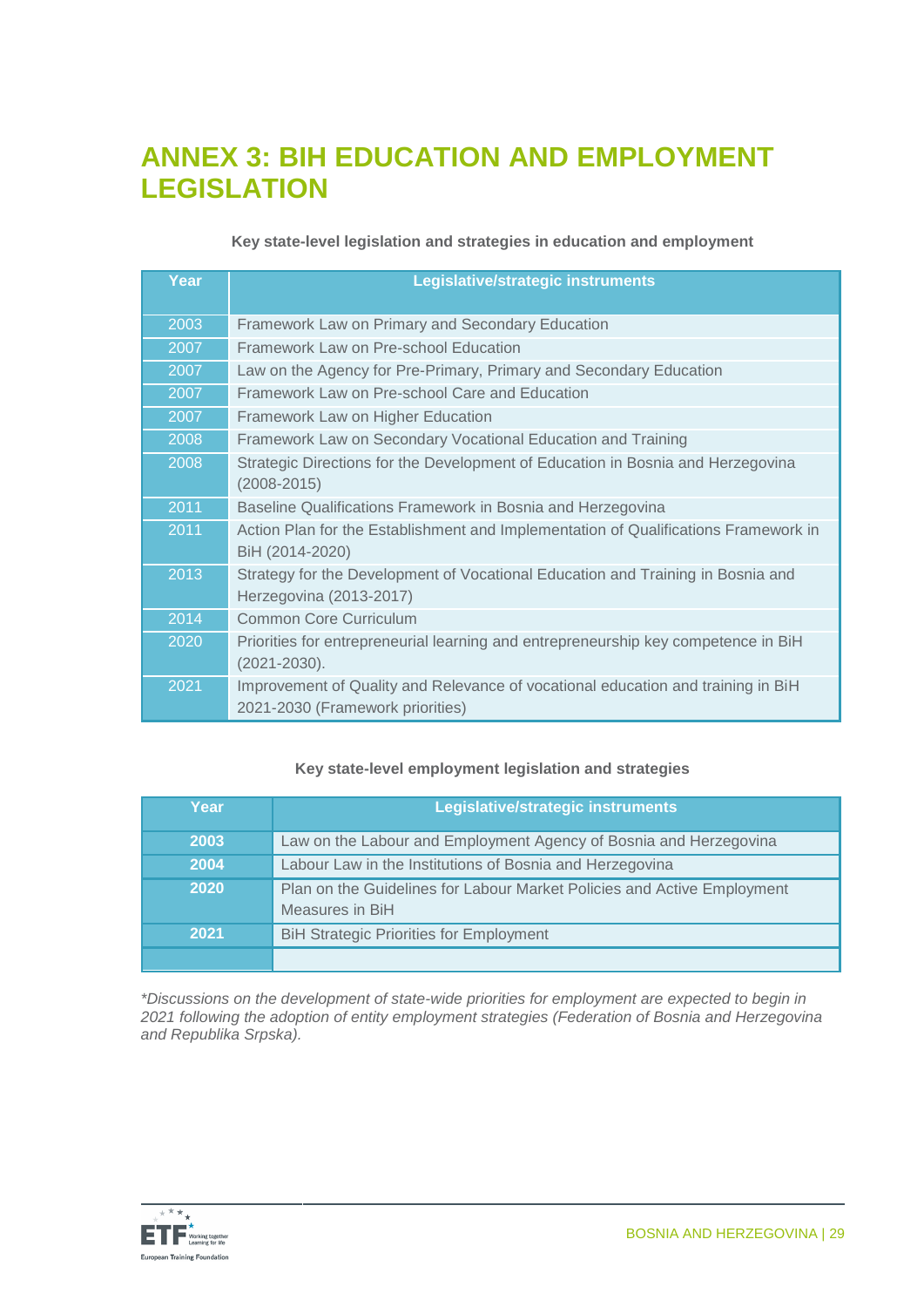# ANNEX 3: BIH EDUCATION AND EMPLOYMENT LEGISLATION

**Key state-level legislation and strategies in education and employment**

| Year | Legislative/strategic instruments |
|---|---|
| 2003 | Framework Law on Primary and Secondary Education |
| 2007 | Framework Law on Pre-school Education |
| 2007 | Law on the Agency for Pre-Primary, Primary and Secondary Education |
| 2007 | Framework Law on Pre-school Care and Education |
| 2007 | Framework Law on Higher Education |
| 2008 | Framework Law on Secondary Vocational Education and Training |
| 2008 | Strategic Directions for the Development of Education in Bosnia and Herzegovina (2008-2015) |
| 2011 | Baseline Qualifications Framework in Bosnia and Herzegovina |
| 2011 | Action Plan for the Establishment and Implementation of Qualifications Framework in BiH (2014-2020) |
| 2013 | Strategy for the Development of Vocational Education and Training in Bosnia and Herzegovina (2013-2017) |
| 2014 | Common Core Curriculum |
| 2020 | Priorities for entrepreneurial learning and entrepreneurship key competence in BiH (2021-2030). |
| 2021 | Improvement of Quality and Relevance of vocational education and training in BiH 2021-2030 (Framework priorities) |

**Key state-level employment legislation and strategies**

| Year | Legislative/strategic instruments |
|---|---|
| **2003** | Law on the Labour and Employment Agency of Bosnia and Herzegovina |
| **2004** | Labour Law in the Institutions of Bosnia and Herzegovina |
| **2020** | Plan on the Guidelines for Labour Market Policies and Active Employment Measures in BiH |
| **2021** | BiH Strategic Priorities for Employment |
| | |

*\*Discussions on the development of state-wide priorities for employment are expected to begin in 2021 following the adoption of entity employment strategies (Federation of Bosnia and Herzegovina and Republika Srpska).*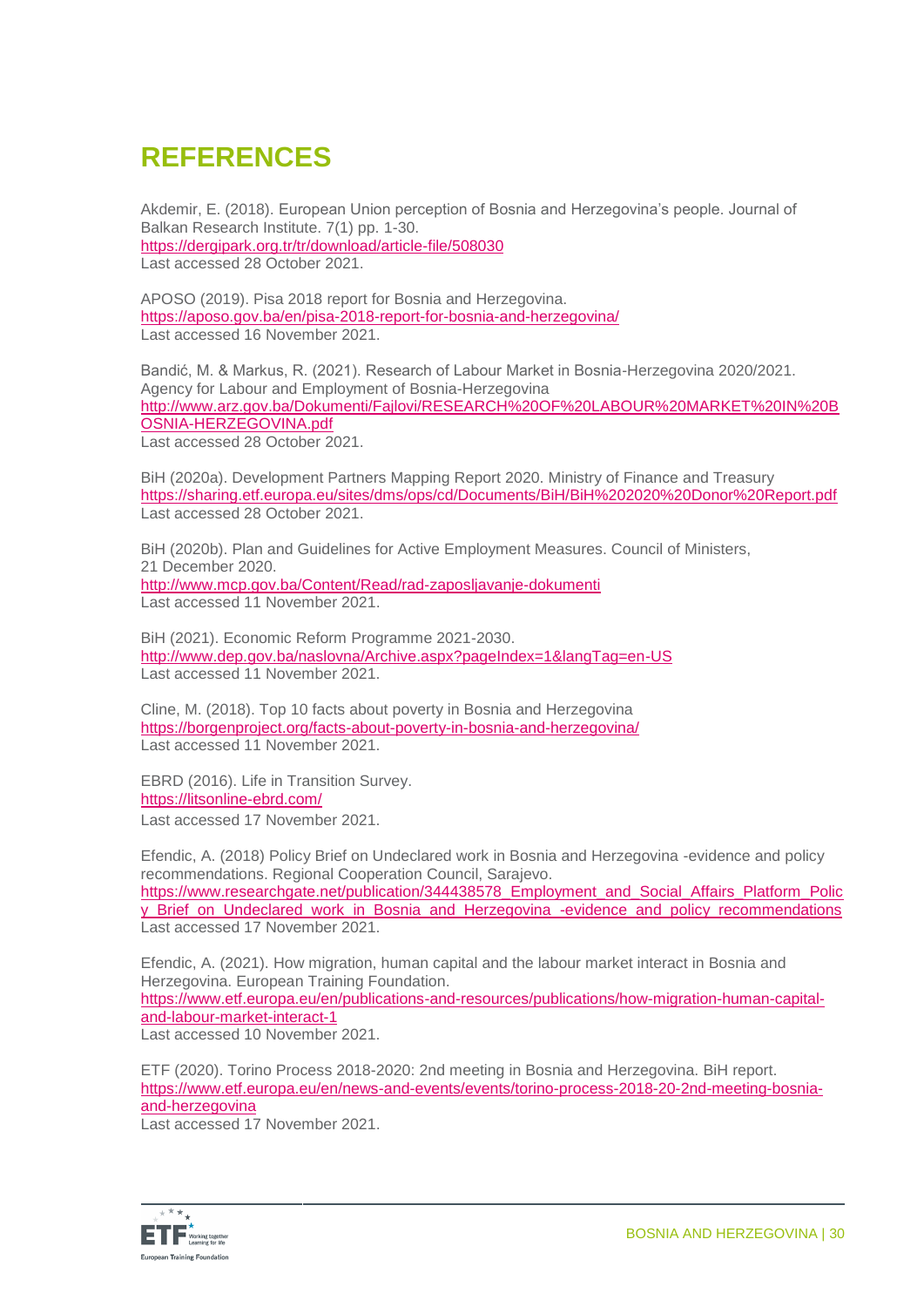# REFERENCES

Akdemir, E. (2018). European Union perception of Bosnia and Herzegovina's people. Journal of Balkan Research Institute. 7(1) pp. 1-30.
https://dergipark.org.tr/tr/download/article-file/508030
Last accessed 28 October 2021.

APOSO (2019). Pisa 2018 report for Bosnia and Herzegovina.
https://aposo.gov.ba/en/pisa-2018-report-for-bosnia-and-herzegovina/
Last accessed 16 November 2021.

Bandić, M. & Markus, R. (2021). Research of Labour Market in Bosnia-Herzegovina 2020/2021. Agency for Labour and Employment of Bosnia-Herzegovina
http://www.arz.gov.ba/Dokumenti/Fajlovi/RESEARCH%20OF%20LABOUR%20MARKET%20IN%20BOSNIA-HERZEGOVINA.pdf
Last accessed 28 October 2021.

BiH (2020a). Development Partners Mapping Report 2020. Ministry of Finance and Treasury
https://sharing.etf.europa.eu/sites/dms/ops/cd/Documents/BiH/BiH%202020%20Donor%20Report.pdf
Last accessed 28 October 2021.

BiH (2020b). Plan and Guidelines for Active Employment Measures. Council of Ministers, 21 December 2020.
http://www.mcp.gov.ba/Content/Read/rad-zaposljavanje-dokumenti
Last accessed 11 November 2021.

BiH (2021). Economic Reform Programme 2021-2030.
http://www.dep.gov.ba/naslovna/Archive.aspx?pageIndex=1&langTag=en-US
Last accessed 11 November 2021.

Cline, M. (2018). Top 10 facts about poverty in Bosnia and Herzegovina
https://borgenproject.org/facts-about-poverty-in-bosnia-and-herzegovina/
Last accessed 11 November 2021.

EBRD (2016). Life in Transition Survey.
https://litsonline-ebrd.com/
Last accessed 17 November 2021.

Efendic, A. (2018) Policy Brief on Undeclared work in Bosnia and Herzegovina -evidence and policy recommendations. Regional Cooperation Council, Sarajevo.
https://www.researchgate.net/publication/344438578_Employment_and_Social_Affairs_Platform_Policy_Brief_on_Undeclared_work_in_Bosnia_and_Herzegovina_-evidence_and_policy_recommendations
Last accessed 17 November 2021.

Efendic, A. (2021). How migration, human capital and the labour market interact in Bosnia and Herzegovina. European Training Foundation.
https://www.etf.europa.eu/en/publications-and-resources/publications/how-migration-human-capital-and-labour-market-interact-1
Last accessed 10 November 2021.

ETF (2020). Torino Process 2018-2020: 2nd meeting in Bosnia and Herzegovina. BiH report.
https://www.etf.europa.eu/en/news-and-events/events/torino-process-2018-20-2nd-meeting-bosnia-and-herzegovina
Last accessed 17 November 2021.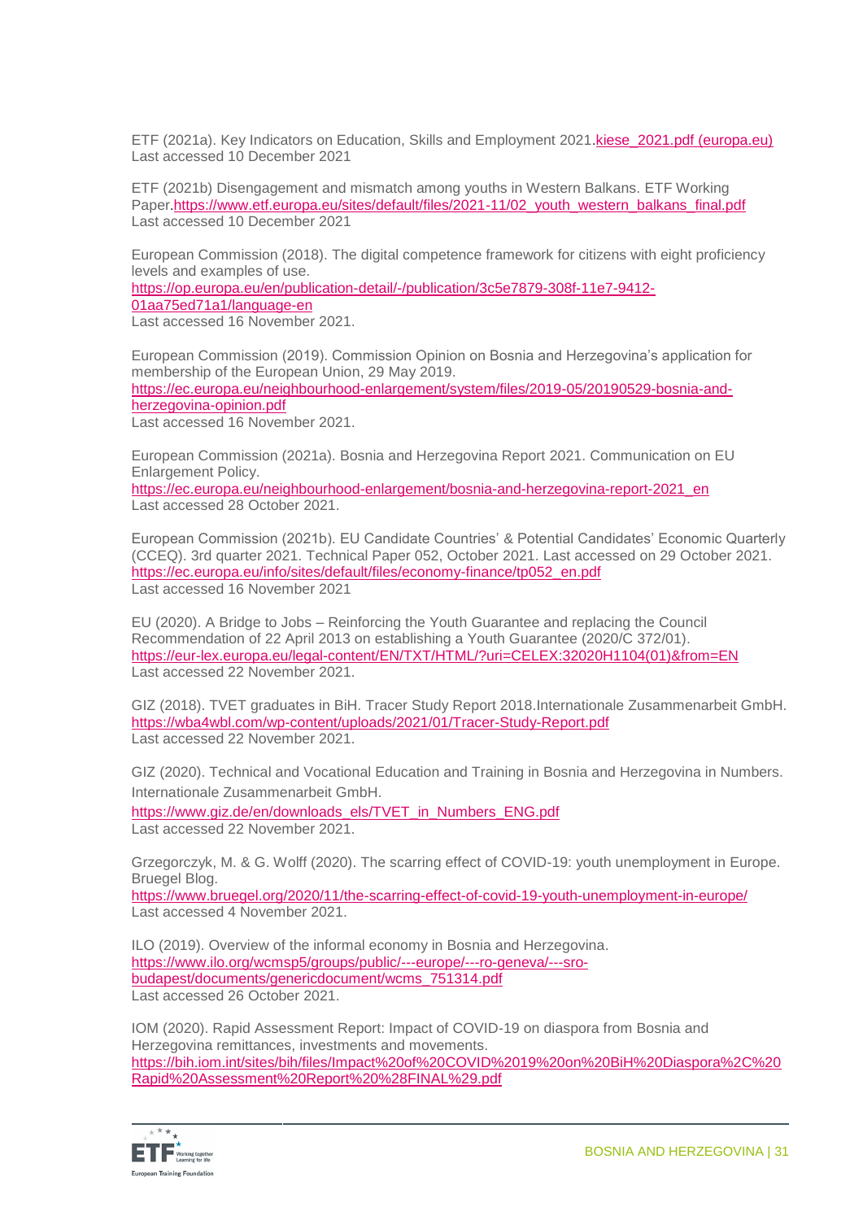ETF (2021a). Key Indicators on Education, Skills and Employment 2021.kiese_2021.pdf (europa.eu)
Last accessed 10 December 2021

ETF (2021b) Disengagement and mismatch among youths in Western Balkans. ETF Working Paper.https://www.etf.europa.eu/sites/default/files/2021-11/02_youth_western_balkans_final.pdf
Last accessed 10 December 2021

European Commission (2018). The digital competence framework for citizens with eight proficiency levels and examples of use.
https://op.europa.eu/en/publication-detail/-/publication/3c5e7879-308f-11e7-9412-01aa75ed71a1/language-en
Last accessed 16 November 2021.

European Commission (2019). Commission Opinion on Bosnia and Herzegovina's application for membership of the European Union, 29 May 2019.
https://ec.europa.eu/neighbourhood-enlargement/system/files/2019-05/20190529-bosnia-and-herzegovina-opinion.pdf
Last accessed 16 November 2021.

European Commission (2021a). Bosnia and Herzegovina Report 2021. Communication on EU Enlargement Policy.
https://ec.europa.eu/neighbourhood-enlargement/bosnia-and-herzegovina-report-2021_en
Last accessed 28 October 2021.

European Commission (2021b). EU Candidate Countries' & Potential Candidates' Economic Quarterly (CCEQ). 3rd quarter 2021. Technical Paper 052, October 2021. Last accessed on 29 October 2021.
https://ec.europa.eu/info/sites/default/files/economy-finance/tp052_en.pdf
Last accessed 16 November 2021

EU (2020). A Bridge to Jobs – Reinforcing the Youth Guarantee and replacing the Council Recommendation of 22 April 2013 on establishing a Youth Guarantee (2020/C 372/01).
https://eur-lex.europa.eu/legal-content/EN/TXT/HTML/?uri=CELEX:32020H1104(01)&from=EN
Last accessed 22 November 2021.

GIZ (2018). TVET graduates in BiH. Tracer Study Report 2018.Internationale Zusammenarbeit GmbH.
https://wba4wbl.com/wp-content/uploads/2021/01/Tracer-Study-Report.pdf
Last accessed 22 November 2021.

GIZ (2020). Technical and Vocational Education and Training in Bosnia and Herzegovina in Numbers. Internationale Zusammenarbeit GmbH.
https://www.giz.de/en/downloads_els/TVET_in_Numbers_ENG.pdf
Last accessed 22 November 2021.

Grzegorczyk, M. & G. Wolff (2020). The scarring effect of COVID-19: youth unemployment in Europe. Bruegel Blog.
https://www.bruegel.org/2020/11/the-scarring-effect-of-covid-19-youth-unemployment-in-europe/
Last accessed 4 November 2021.

ILO (2019). Overview of the informal economy in Bosnia and Herzegovina.
https://www.ilo.org/wcmsp5/groups/public/---europe/---ro-geneva/---sro-budapest/documents/genericdocument/wcms_751314.pdf
Last accessed 26 October 2021.

IOM (2020). Rapid Assessment Report: Impact of COVID-19 on diaspora from Bosnia and Herzegovina remittances, investments and movements.
https://bih.iom.int/sites/bih/files/Impact%20of%20COVID%2019%20on%20BiH%20Diaspora%2C%20Rapid%20Assessment%20Report%20%28FINAL%29.pdf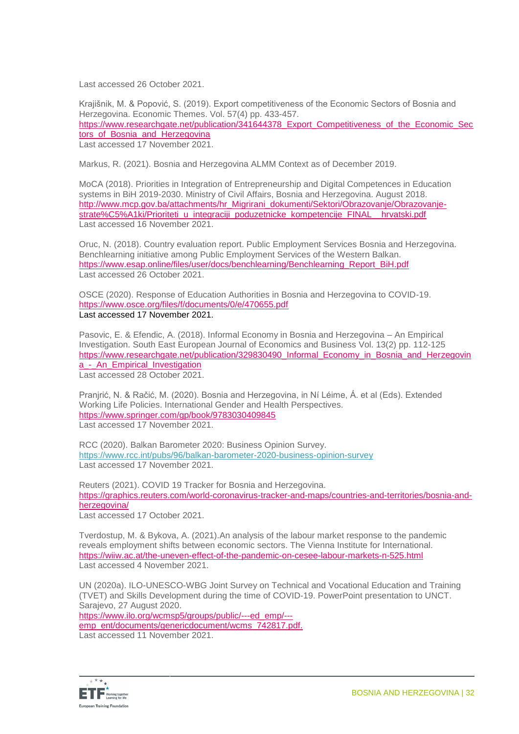Last accessed 26 October 2021.

Krajišnik, M. & Popović, S. (2019). Export competitiveness of the Economic Sectors of Bosnia and Herzegovina. Economic Themes. Vol. 57(4) pp. 433-457.
https://www.researchgate.net/publication/341644378_Export_Competitiveness_of_the_Economic_Sectors_of_Bosnia_and_Herzegovina
Last accessed 17 November 2021.

Markus, R. (2021). Bosnia and Herzegovina ALMM Context as of December 2019.

MoCA (2018). Priorities in Integration of Entrepreneurship and Digital Competences in Education systems in BiH 2019-2030. Ministry of Civil Affairs, Bosnia and Herzegovina. August 2018.
http://www.mcp.gov.ba/attachments/hr_Migrirani_dokumenti/Sektori/Obrazovanje/Obrazovanje-strate%C5%A1ki/Prioriteti_u_integraciji_poduzetnicke_kompetencije_FINAL__hrvatski.pdf
Last accessed 16 November 2021.

Oruc, N. (2018). Country evaluation report. Public Employment Services Bosnia and Herzegovina. Benchlearning initiative among Public Employment Services of the Western Balkan.
https://www.esap.online/files/user/docs/benchlearning/Benchlearning_Report_BiH.pdf
Last accessed 26 October 2021.

OSCE (2020). Response of Education Authorities in Bosnia and Herzegovina to COVID-19.
https://www.osce.org/files/f/documents/0/e/470655.pdf
Last accessed 17 November 2021.

Pasovic, E. & Efendic, A. (2018). Informal Economy in Bosnia and Herzegovina – An Empirical Investigation. South East European Journal of Economics and Business Vol. 13(2) pp. 112-125
https://www.researchgate.net/publication/329830490_Informal_Economy_in_Bosnia_and_Herzegovina_-_An_Empirical_Investigation
Last accessed 28 October 2021.

Pranjrić, N. & Račić, M. (2020). Bosnia and Herzegovina, in Ní Léime, Á. et al (Eds). Extended Working Life Policies. International Gender and Health Perspectives.
https://www.springer.com/gp/book/9783030409845
Last accessed 17 November 2021.

RCC (2020). Balkan Barometer 2020: Business Opinion Survey.
https://www.rcc.int/pubs/96/balkan-barometer-2020-business-opinion-survey
Last accessed 17 November 2021.

Reuters (2021). COVID 19 Tracker for Bosnia and Herzegovina.
https://graphics.reuters.com/world-coronavirus-tracker-and-maps/countries-and-territories/bosnia-and-herzegovina/
Last accessed 17 October 2021.

Tverdostup, M. & Bykova, A. (2021).An analysis of the labour market response to the pandemic reveals employment shifts between economic sectors. The Vienna Institute for International.
https://wiiw.ac.at/the-uneven-effect-of-the-pandemic-on-cesee-labour-markets-n-525.html
Last accessed 4 November 2021.

UN (2020a). ILO-UNESCO-WBG Joint Survey on Technical and Vocational Education and Training (TVET) and Skills Development during the time of COVID-19. PowerPoint presentation to UNCT. Sarajevo, 27 August 2020.
https://www.ilo.org/wcmsp5/groups/public/---ed_emp/---emp_ent/documents/genericdocument/wcms_742817.pdf.
Last accessed 11 November 2021.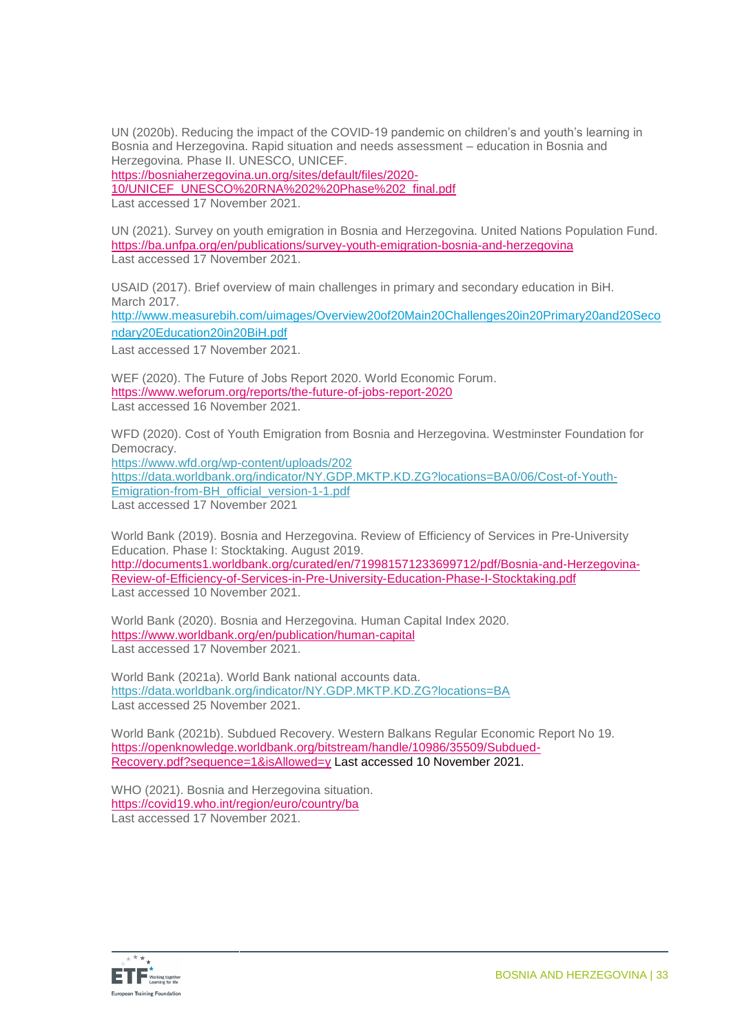UN (2020b). Reducing the impact of the COVID-19 pandemic on children's and youth's learning in Bosnia and Herzegovina. Rapid situation and needs assessment – education in Bosnia and Herzegovina. Phase II. UNESCO, UNICEF.
https://bosniaherzegovina.un.org/sites/default/files/2020-10/UNICEF_UNESCO%20RNA%202%20Phase%202_final.pdf
Last accessed 17 November 2021.

UN (2021). Survey on youth emigration in Bosnia and Herzegovina. United Nations Population Fund.
https://ba.unfpa.org/en/publications/survey-youth-emigration-bosnia-and-herzegovina
Last accessed 17 November 2021.

USAID (2017). Brief overview of main challenges in primary and secondary education in BiH. March 2017.
http://www.measurebih.com/uimages/Overview20of20Main20Challenges20in20Primary20and20Secondary20Education20in20BiH.pdf
Last accessed 17 November 2021.

WEF (2020). The Future of Jobs Report 2020. World Economic Forum.
https://www.weforum.org/reports/the-future-of-jobs-report-2020
Last accessed 16 November 2021.

WFD (2020). Cost of Youth Emigration from Bosnia and Herzegovina. Westminster Foundation for Democracy.
https://www.wfd.org/wp-content/uploads/202
https://data.worldbank.org/indicator/NY.GDP.MKTP.KD.ZG?locations=BA0/06/Cost-of-Youth-Emigration-from-BH_official_version-1-1.pdf
Last accessed 17 November 2021

World Bank (2019). Bosnia and Herzegovina. Review of Efficiency of Services in Pre-University Education. Phase I: Stocktaking. August 2019.
http://documents1.worldbank.org/curated/en/719981571233699712/pdf/Bosnia-and-Herzegovina-Review-of-Efficiency-of-Services-in-Pre-University-Education-Phase-I-Stocktaking.pdf
Last accessed 10 November 2021.

World Bank (2020). Bosnia and Herzegovina. Human Capital Index 2020.
https://www.worldbank.org/en/publication/human-capital
Last accessed 17 November 2021.

World Bank (2021a). World Bank national accounts data.
https://data.worldbank.org/indicator/NY.GDP.MKTP.KD.ZG?locations=BA
Last accessed 25 November 2021.

World Bank (2021b). Subdued Recovery. Western Balkans Regular Economic Report No 19.
https://openknowledge.worldbank.org/bitstream/handle/10986/35509/Subdued-Recovery.pdf?sequence=1&isAllowed=y Last accessed 10 November 2021.

WHO (2021). Bosnia and Herzegovina situation.
https://covid19.who.int/region/euro/country/ba
Last accessed 17 November 2021.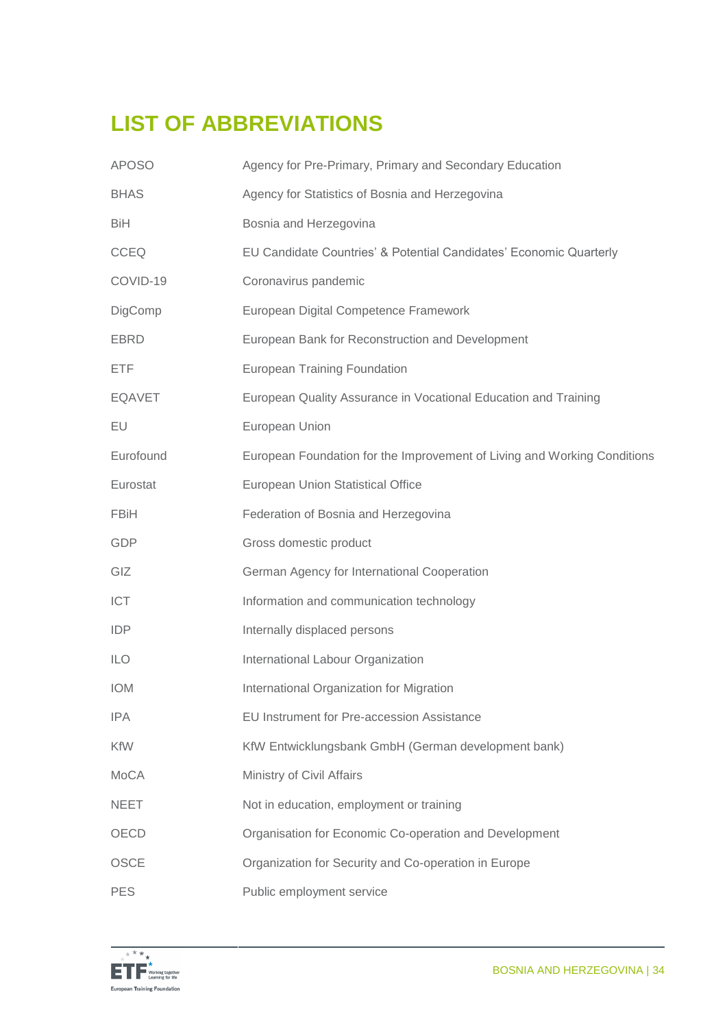# LIST OF ABBREVIATIONS

| | |
|---|---|
| APOSO | Agency for Pre-Primary, Primary and Secondary Education |
| BHAS | Agency for Statistics of Bosnia and Herzegovina |
| BiH | Bosnia and Herzegovina |
| CCEQ | EU Candidate Countries' & Potential Candidates' Economic Quarterly |
| COVID-19 | Coronavirus pandemic |
| DigComp | European Digital Competence Framework |
| EBRD | European Bank for Reconstruction and Development |
| ETF | European Training Foundation |
| EQAVET | European Quality Assurance in Vocational Education and Training |
| EU | European Union |
| Eurofound | European Foundation for the Improvement of Living and Working Conditions |
| Eurostat | European Union Statistical Office |
| FBiH | Federation of Bosnia and Herzegovina |
| GDP | Gross domestic product |
| GIZ | German Agency for International Cooperation |
| ICT | Information and communication technology |
| IDP | Internally displaced persons |
| ILO | International Labour Organization |
| IOM | International Organization for Migration |
| IPA | EU Instrument for Pre-accession Assistance |
| KfW | KfW Entwicklungsbank GmbH (German development bank) |
| MoCA | Ministry of Civil Affairs |
| NEET | Not in education, employment or training |
| OECD | Organisation for Economic Co-operation and Development |
| OSCE | Organization for Security and Co-operation in Europe |
| PES | Public employment service |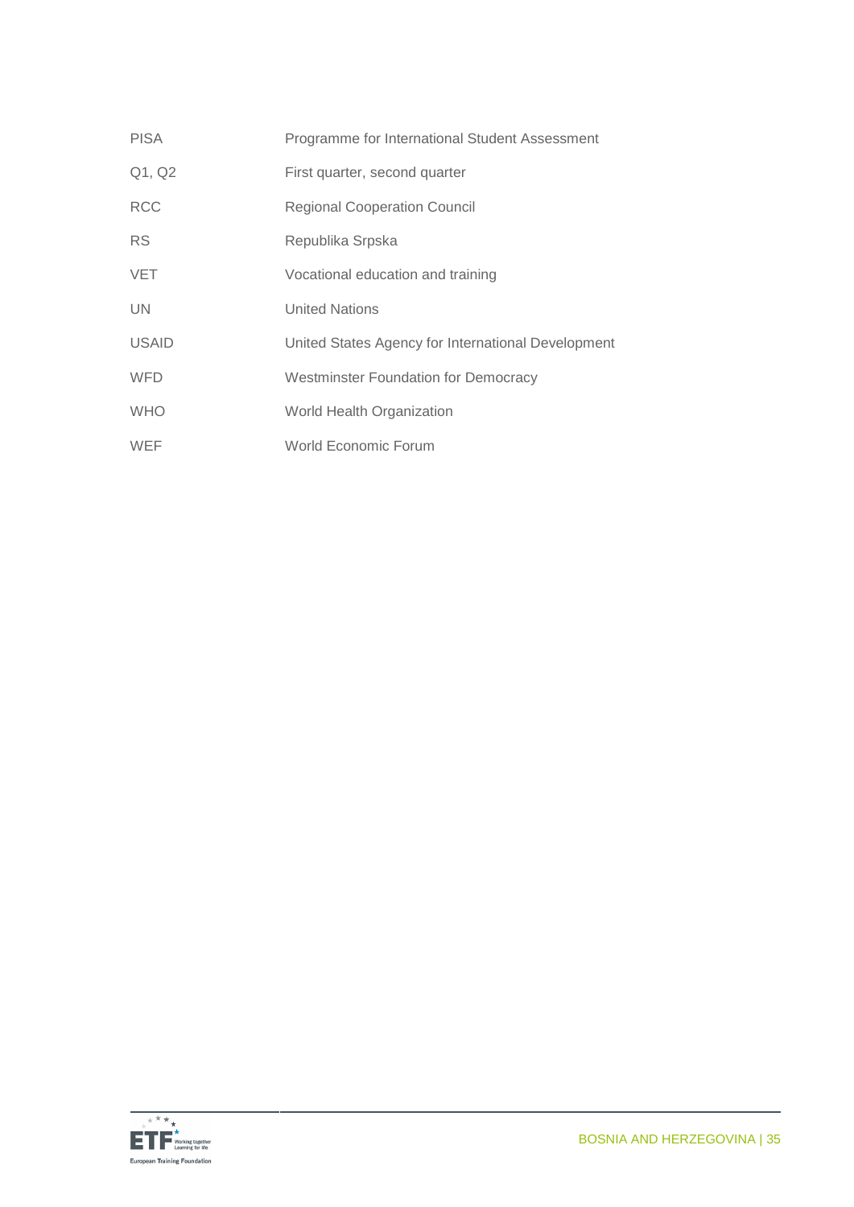| | |
|---|---|
| PISA | Programme for International Student Assessment |
| Q1, Q2 | First quarter, second quarter |
| RCC | Regional Cooperation Council |
| RS | Republika Srpska |
| VET | Vocational education and training |
| UN | United Nations |
| USAID | United States Agency for International Development |
| WFD | Westminster Foundation for Democracy |
| WHO | World Health Organization |
| WEF | World Economic Forum |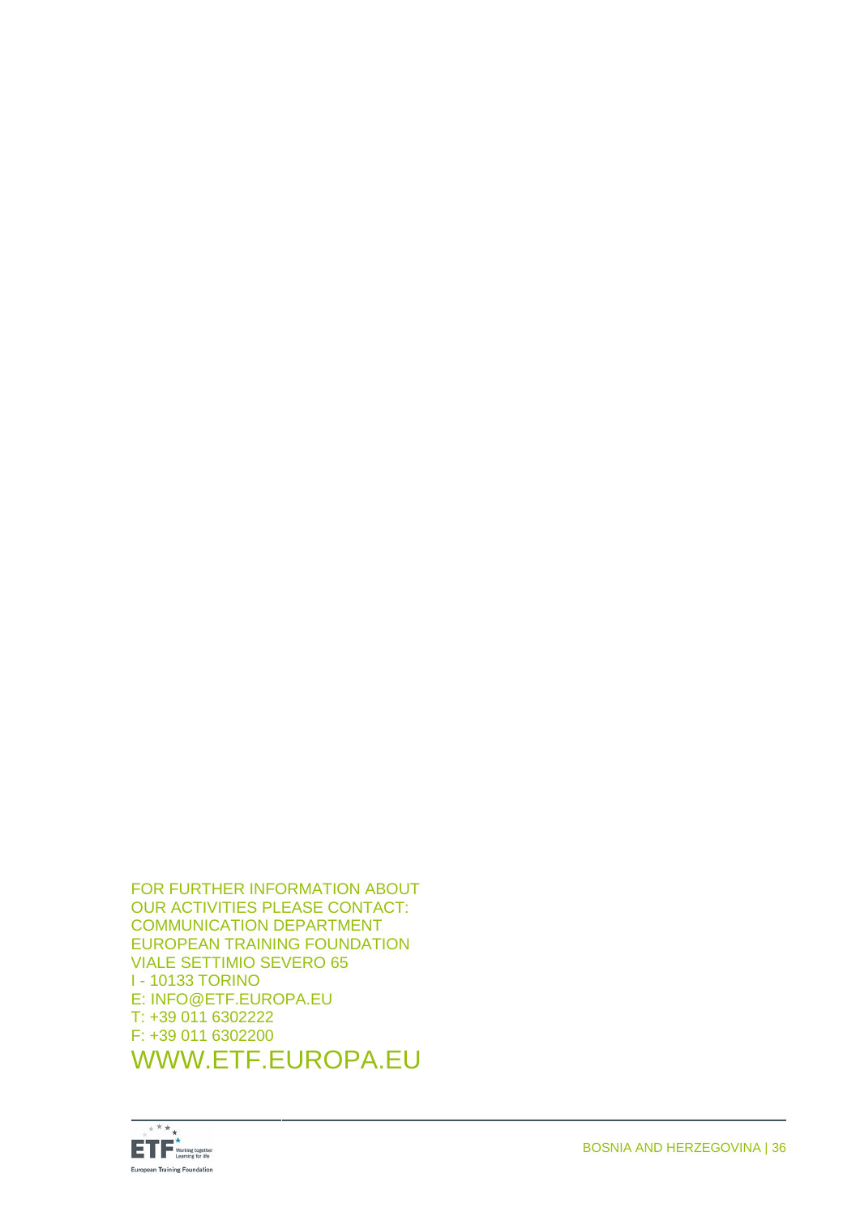FOR FURTHER INFORMATION ABOUT
OUR ACTIVITIES PLEASE CONTACT:
COMMUNICATION DEPARTMENT
EUROPEAN TRAINING FOUNDATION
VIALE SETTIMIO SEVERO 65
I - 10133 TORINO
E: INFO@ETF.EUROPA.EU
T: +39 011 6302222
F: +39 011 6302200

WWW.ETF.EUROPA.EU